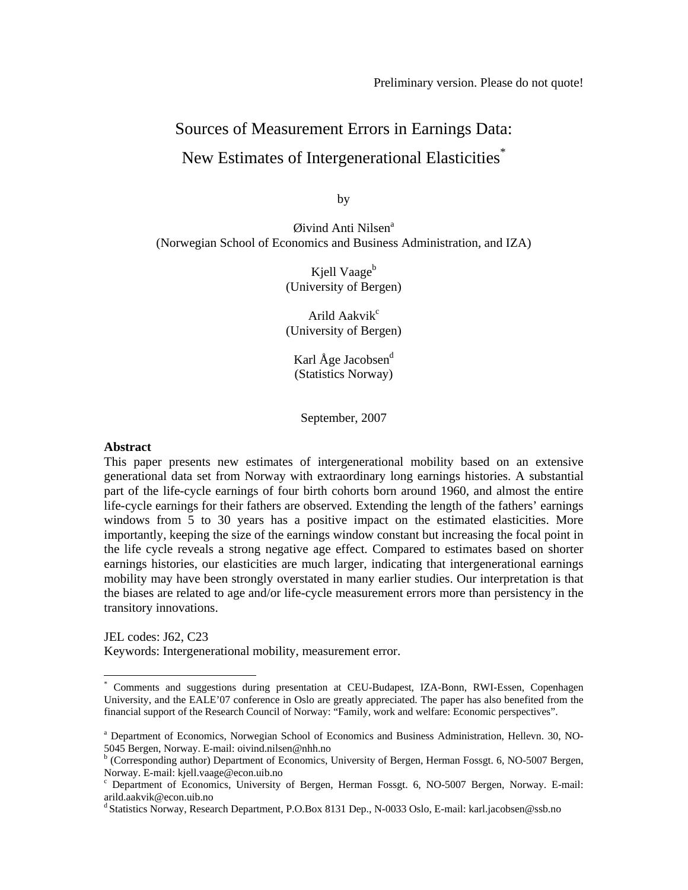Preliminary version. Please do not quote!

# Sources of Measurement Errors in Earnings Data: New Estimates of Intergenerational Elasticities[*]

by

Øivind Anti Nilsen[a]
(Norwegian School of Economics and Business Administration, and IZA)

Kjell Vaage[b]
(University of Bergen)

Arild Aakvik[c]
(University of Bergen)

Karl Åge Jacobsen[d]
(Statistics Norway)

September, 2007

**Abstract**

This paper presents new estimates of intergenerational mobility based on an extensive generational data set from Norway with extraordinary long earnings histories. A substantial part of the life-cycle earnings of four birth cohorts born around 1960, and almost the entire life-cycle earnings for their fathers are observed. Extending the length of the fathers' earnings windows from 5 to 30 years has a positive impact on the estimated elasticities. More importantly, keeping the size of the earnings window constant but increasing the focal point in the life cycle reveals a strong negative age effect. Compared to estimates based on shorter earnings histories, our elasticities are much larger, indicating that intergenerational earnings mobility may have been strongly overstated in many earlier studies. Our interpretation is that the biases are related to age and/or life-cycle measurement errors more than persistency in the transitory innovations.

JEL codes: J62, C23
Keywords: Intergenerational mobility, measurement error.

---

[*] Comments and suggestions during presentation at CEU-Budapest, IZA-Bonn, RWI-Essen, Copenhagen University, and the EALE'07 conference in Oslo are greatly appreciated. The paper has also benefited from the financial support of the Research Council of Norway: "Family, work and welfare: Economic perspectives".

[a] Department of Economics, Norwegian School of Economics and Business Administration, Hellevn. 30, NO-5045 Bergen, Norway. E-mail: oivind.nilsen@nhh.no
[b] (Corresponding author) Department of Economics, University of Bergen, Herman Fossgt. 6, NO-5007 Bergen, Norway. E-mail: kjell.vaage@econ.uib.no
[c] Department of Economics, University of Bergen, Herman Fossgt. 6, NO-5007 Bergen, Norway. E-mail: arild.aakvik@econ.uib.no
[d] Statistics Norway, Research Department, P.O.Box 8131 Dep., N-0033 Oslo, E-mail: karl.jacobsen@ssb.no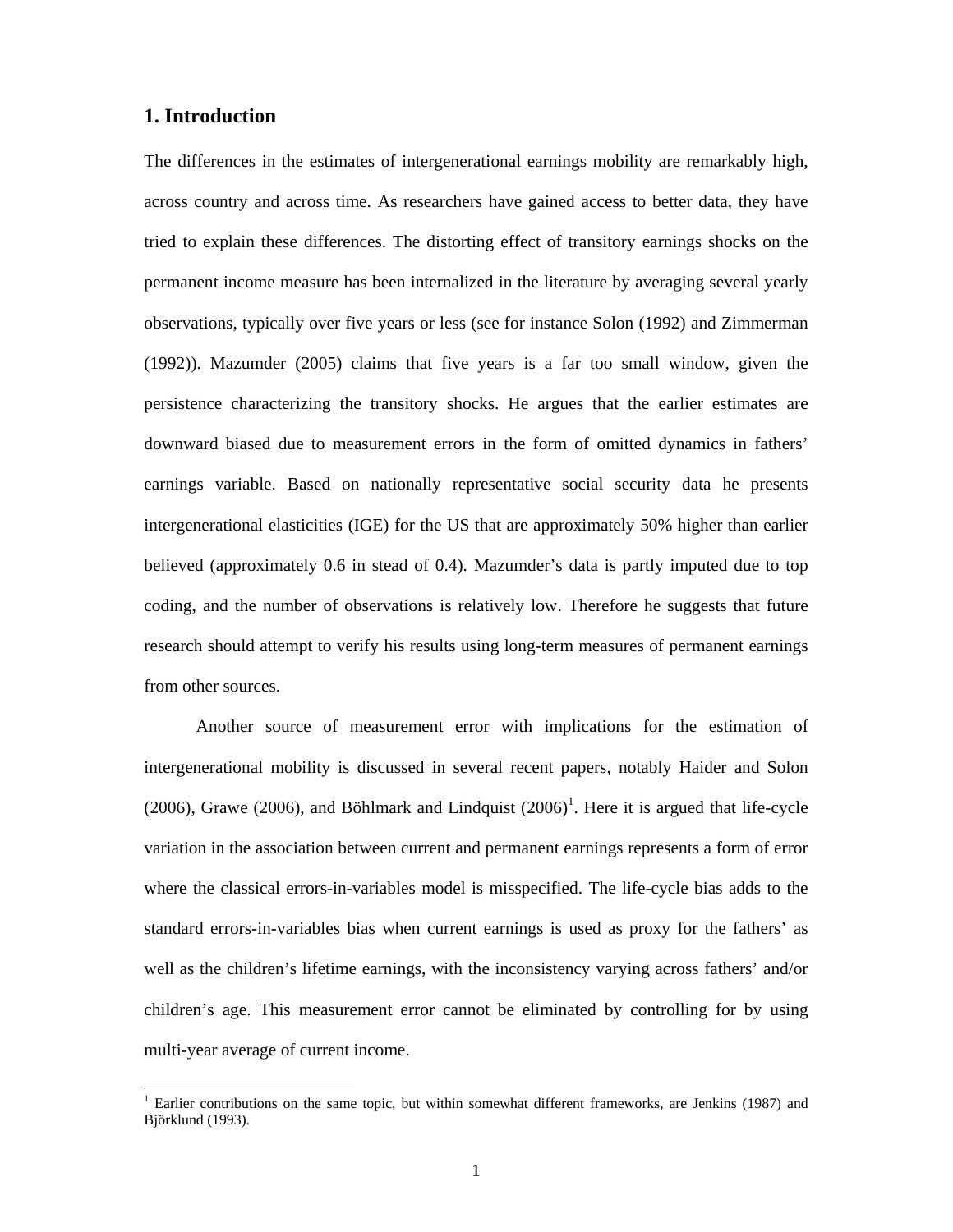## 1. Introduction

The differences in the estimates of intergenerational earnings mobility are remarkably high, across country and across time. As researchers have gained access to better data, they have tried to explain these differences. The distorting effect of transitory earnings shocks on the permanent income measure has been internalized in the literature by averaging several yearly observations, typically over five years or less (see for instance Solon (1992) and Zimmerman (1992)). Mazumder (2005) claims that five years is a far too small window, given the persistence characterizing the transitory shocks. He argues that the earlier estimates are downward biased due to measurement errors in the form of omitted dynamics in fathers' earnings variable. Based on nationally representative social security data he presents intergenerational elasticities (IGE) for the US that are approximately 50% higher than earlier believed (approximately 0.6 in stead of 0.4). Mazumder's data is partly imputed due to top coding, and the number of observations is relatively low. Therefore he suggests that future research should attempt to verify his results using long-term measures of permanent earnings from other sources.

Another source of measurement error with implications for the estimation of intergenerational mobility is discussed in several recent papers, notably Haider and Solon (2006), Grawe (2006), and Böhlmark and Lindquist (2006)[1]. Here it is argued that life-cycle variation in the association between current and permanent earnings represents a form of error where the classical errors-in-variables model is misspecified. The life-cycle bias adds to the standard errors-in-variables bias when current earnings is used as proxy for the fathers' as well as the children's lifetime earnings, with the inconsistency varying across fathers' and/or children's age. This measurement error cannot be eliminated by controlling for by using multi-year average of current income.

[1] Earlier contributions on the same topic, but within somewhat different frameworks, are Jenkins (1987) and Björklund (1993).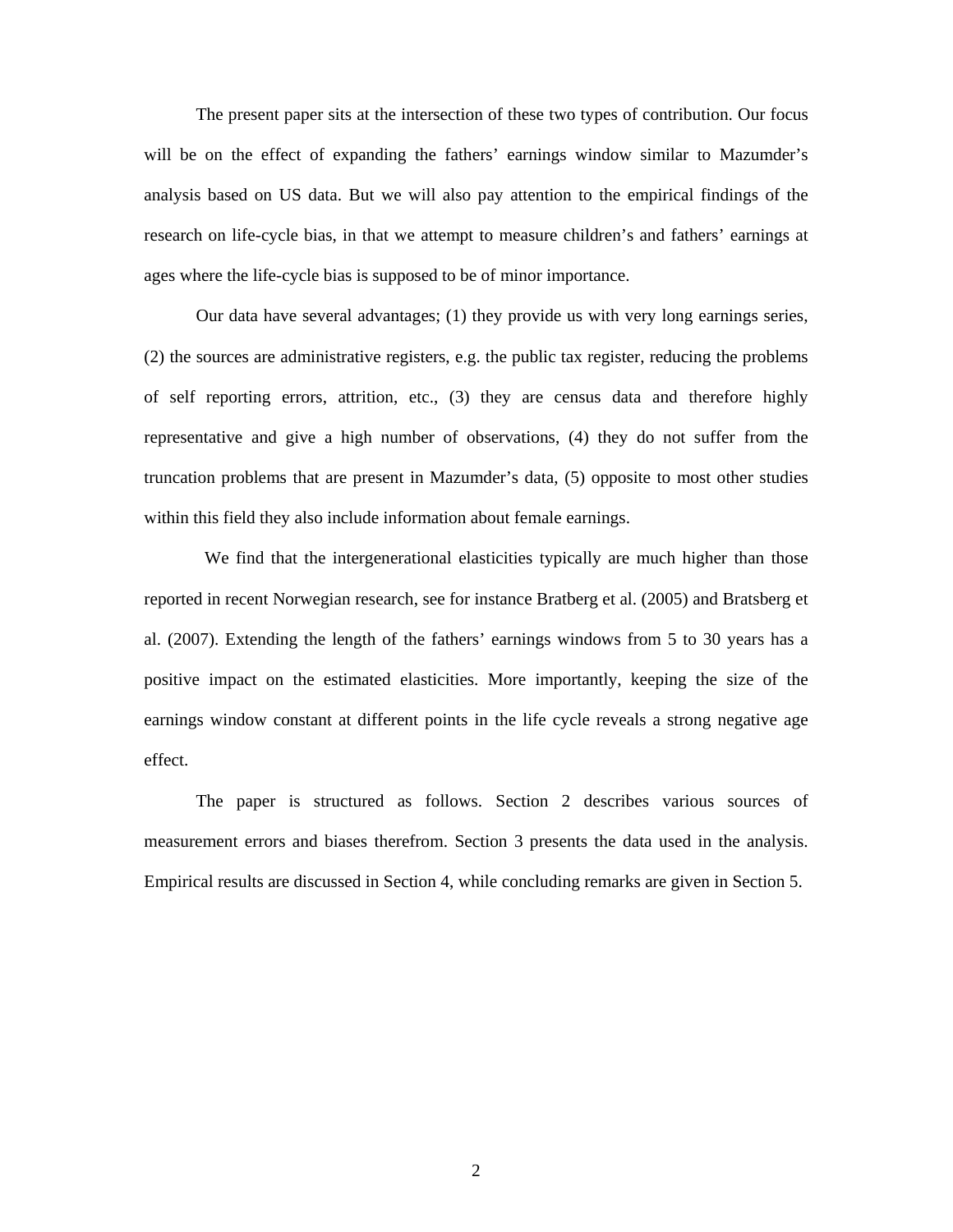The present paper sits at the intersection of these two types of contribution. Our focus will be on the effect of expanding the fathers' earnings window similar to Mazumder's analysis based on US data. But we will also pay attention to the empirical findings of the research on life-cycle bias, in that we attempt to measure children's and fathers' earnings at ages where the life-cycle bias is supposed to be of minor importance.

Our data have several advantages; (1) they provide us with very long earnings series, (2) the sources are administrative registers, e.g. the public tax register, reducing the problems of self reporting errors, attrition, etc., (3) they are census data and therefore highly representative and give a high number of observations, (4) they do not suffer from the truncation problems that are present in Mazumder's data, (5) opposite to most other studies within this field they also include information about female earnings.

We find that the intergenerational elasticities typically are much higher than those reported in recent Norwegian research, see for instance Bratberg et al. (2005) and Bratsberg et al. (2007). Extending the length of the fathers' earnings windows from 5 to 30 years has a positive impact on the estimated elasticities. More importantly, keeping the size of the earnings window constant at different points in the life cycle reveals a strong negative age effect.

The paper is structured as follows. Section 2 describes various sources of measurement errors and biases therefrom. Section 3 presents the data used in the analysis. Empirical results are discussed in Section 4, while concluding remarks are given in Section 5.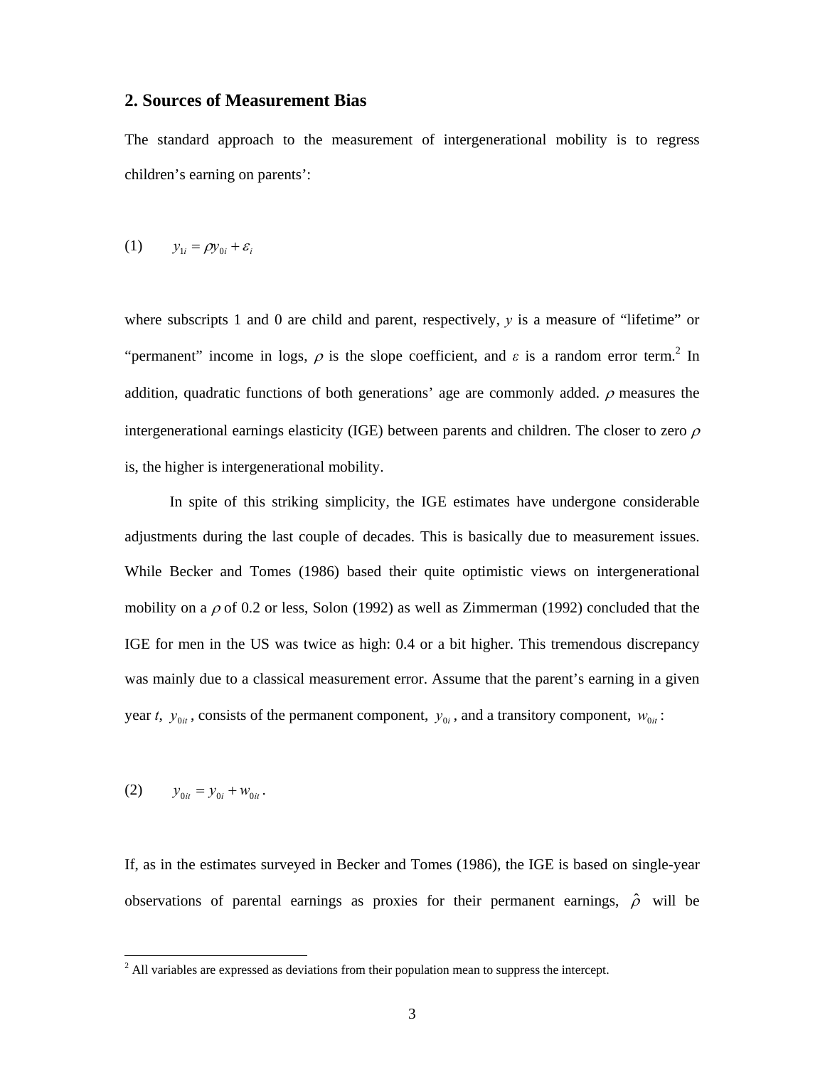## 2. Sources of Measurement Bias

The standard approach to the measurement of intergenerational mobility is to regress children's earning on parents':

$$(1) \qquad y_{1i} = \rho y_{0i} + \varepsilon_i$$

where subscripts 1 and 0 are child and parent, respectively, $y$ is a measure of "lifetime" or "permanent" income in logs, $\rho$ is the slope coefficient, and $\varepsilon$ is a random error term.[2] In addition, quadratic functions of both generations' age are commonly added. $\rho$ measures the intergenerational earnings elasticity (IGE) between parents and children. The closer to zero $\rho$ is, the higher is intergenerational mobility.

In spite of this striking simplicity, the IGE estimates have undergone considerable adjustments during the last couple of decades. This is basically due to measurement issues. While Becker and Tomes (1986) based their quite optimistic views on intergenerational mobility on a $\rho$ of 0.2 or less, Solon (1992) as well as Zimmerman (1992) concluded that the IGE for men in the US was twice as high: 0.4 or a bit higher. This tremendous discrepancy was mainly due to a classical measurement error. Assume that the parent's earning in a given year $t$, $y_{0it}$, consists of the permanent component, $y_{0i}$, and a transitory component, $w_{0it}$:

$$(2) \qquad y_{0it} = y_{0i} + w_{0it}.$$

If, as in the estimates surveyed in Becker and Tomes (1986), the IGE is based on single-year observations of parental earnings as proxies for their permanent earnings, $\hat{\rho}$ will be

[2] All variables are expressed as deviations from their population mean to suppress the intercept.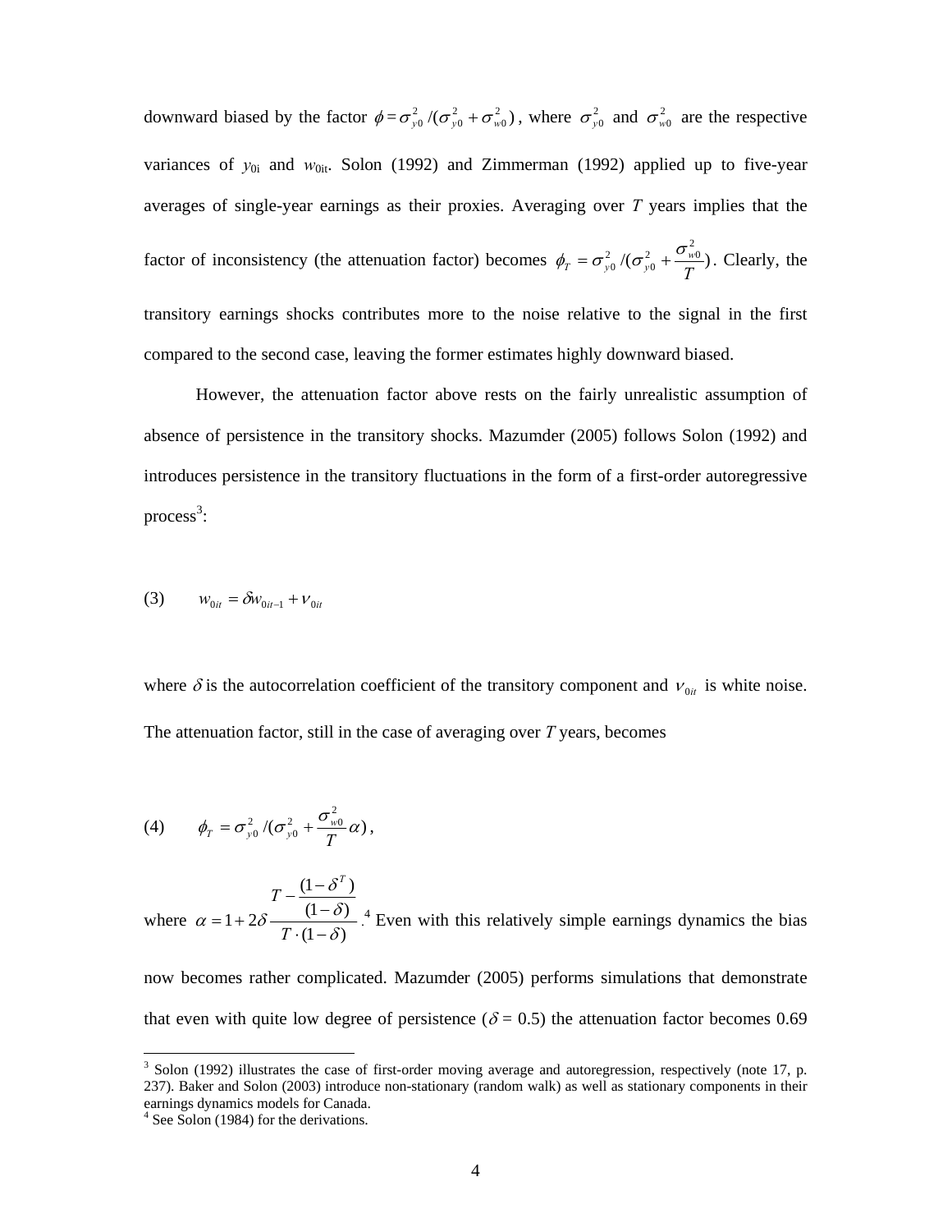downward biased by the factor $\phi = \sigma_{y0}^2 / (\sigma_{y0}^2 + \sigma_{w0}^2)$, where $\sigma_{y0}^2$ and $\sigma_{w0}^2$ are the respective variances of $y_{0i}$ and $w_{0it}$. Solon (1992) and Zimmerman (1992) applied up to five-year averages of single-year earnings as their proxies. Averaging over $T$ years implies that the factor of inconsistency (the attenuation factor) becomes $\phi_T = \sigma_{y0}^2 / (\sigma_{y0}^2 + \frac{\sigma_{w0}^2}{T})$. Clearly, the transitory earnings shocks contributes more to the noise relative to the signal in the first compared to the second case, leaving the former estimates highly downward biased.

However, the attenuation factor above rests on the fairly unrealistic assumption of absence of persistence in the transitory shocks. Mazumder (2005) follows Solon (1992) and introduces persistence in the transitory fluctuations in the form of a first-order autoregressive process[3]:

$$(3) \qquad w_{0it} = \delta w_{0it-1} + v_{0it}$$

where $\delta$ is the autocorrelation coefficient of the transitory component and $v_{0it}$ is white noise. The attenuation factor, still in the case of averaging over $T$ years, becomes

$$(4) \qquad \phi_T = \sigma_{y0}^2 / (\sigma_{y0}^2 + \frac{\sigma_{w0}^2}{T}\alpha),$$

where $\alpha = 1 + 2\delta \dfrac{T - \dfrac{(1-\delta^T)}{(1-\delta)}}{T \cdot (1-\delta)}$.[4] Even with this relatively simple earnings dynamics the bias now becomes rather complicated. Mazumder (2005) performs simulations that demonstrate that even with quite low degree of persistence ($\delta$ = 0.5) the attenuation factor becomes 0.69

---

[3] Solon (1992) illustrates the case of first-order moving average and autoregression, respectively (note 17, p. 237). Baker and Solon (2003) introduce non-stationary (random walk) as well as stationary components in their earnings dynamics models for Canada.

[4] See Solon (1984) for the derivations.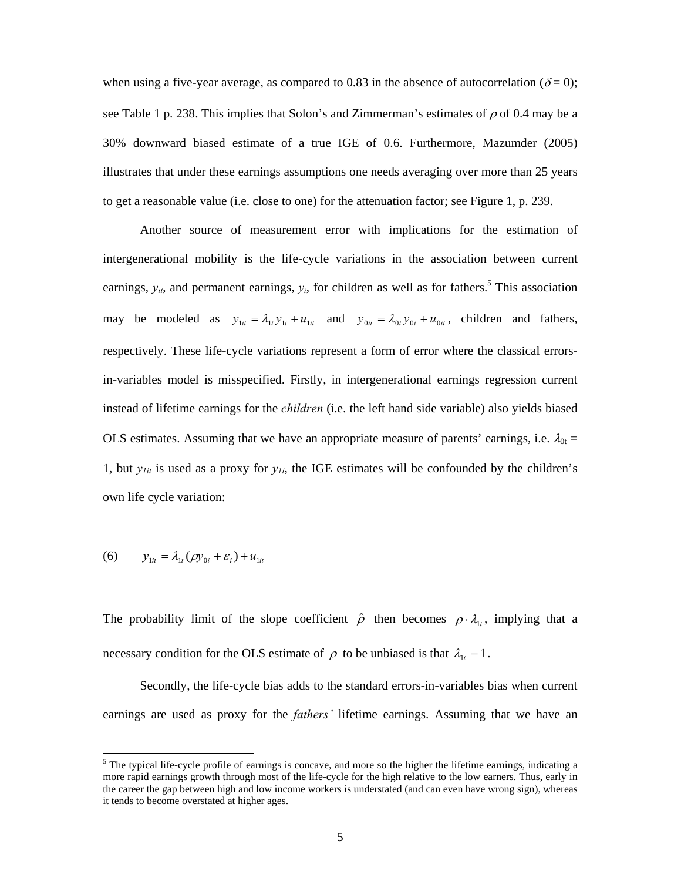when using a five-year average, as compared to 0.83 in the absence of autocorrelation ($\delta = 0$); see Table 1 p. 238. This implies that Solon's and Zimmerman's estimates of $\rho$ of 0.4 may be a 30% downward biased estimate of a true IGE of 0.6. Furthermore, Mazumder (2005) illustrates that under these earnings assumptions one needs averaging over more than 25 years to get a reasonable value (i.e. close to one) for the attenuation factor; see Figure 1, p. 239.

Another source of measurement error with implications for the estimation of intergenerational mobility is the life-cycle variations in the association between current earnings, $y_{it}$, and permanent earnings, $y_i$, for children as well as for fathers.[5] This association may be modeled as $y_{1it} = \lambda_{1t} y_{1i} + u_{1it}$ and $y_{0it} = \lambda_{0t} y_{0i} + u_{0it}$, children and fathers, respectively. These life-cycle variations represent a form of error where the classical errors-in-variables model is misspecified. Firstly, in intergenerational earnings regression current instead of lifetime earnings for the *children* (i.e. the left hand side variable) also yields biased OLS estimates. Assuming that we have an appropriate measure of parents' earnings, i.e. $\lambda_{0t} = 1$, but $y_{1it}$ is used as a proxy for $y_{1i}$, the IGE estimates will be confounded by the children's own life cycle variation:

$$(6) \qquad y_{1it} = \lambda_{1t}(\rho y_{0i} + \varepsilon_i) + u_{1it}$$

The probability limit of the slope coefficient $\hat{\rho}$ then becomes $\rho \cdot \lambda_{1t}$, implying that a necessary condition for the OLS estimate of $\rho$ to be unbiased is that $\lambda_{1t} = 1$.

Secondly, the life-cycle bias adds to the standard errors-in-variables bias when current earnings are used as proxy for the *fathers'* lifetime earnings. Assuming that we have an

[5] The typical life-cycle profile of earnings is concave, and more so the higher the lifetime earnings, indicating a more rapid earnings growth through most of the life-cycle for the high relative to the low earners. Thus, early in the career the gap between high and low income workers is understated (and can even have wrong sign), whereas it tends to become overstated at higher ages.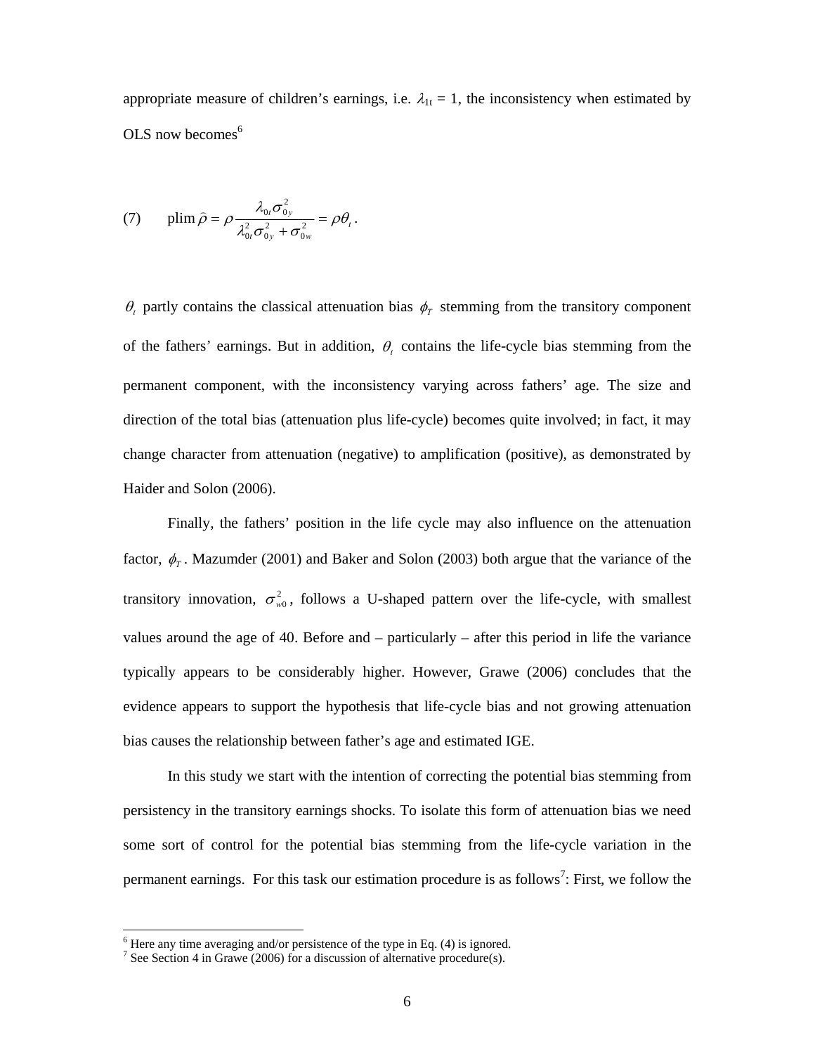appropriate measure of children's earnings, i.e. $\lambda_{1t} = 1$, the inconsistency when estimated by OLS now becomes[6]

$$\text{(7)} \qquad \text{plim}\,\hat{\rho} = \rho \frac{\lambda_{0t}\sigma_{0y}^2}{\lambda_{0t}^2\sigma_{0y}^2 + \sigma_{0w}^2} = \rho\theta_t\,.$$

$\theta_t$ partly contains the classical attenuation bias $\phi_T$ stemming from the transitory component of the fathers' earnings. But in addition, $\theta_t$ contains the life-cycle bias stemming from the permanent component, with the inconsistency varying across fathers' age. The size and direction of the total bias (attenuation plus life-cycle) becomes quite involved; in fact, it may change character from attenuation (negative) to amplification (positive), as demonstrated by Haider and Solon (2006).

Finally, the fathers' position in the life cycle may also influence on the attenuation factor, $\phi_T$. Mazumder (2001) and Baker and Solon (2003) both argue that the variance of the transitory innovation, $\sigma_{w0}^2$, follows a U-shaped pattern over the life-cycle, with smallest values around the age of 40. Before and – particularly – after this period in life the variance typically appears to be considerably higher. However, Grawe (2006) concludes that the evidence appears to support the hypothesis that life-cycle bias and not growing attenuation bias causes the relationship between father's age and estimated IGE.

In this study we start with the intention of correcting the potential bias stemming from persistency in the transitory earnings shocks. To isolate this form of attenuation bias we need some sort of control for the potential bias stemming from the life-cycle variation in the permanent earnings. For this task our estimation procedure is as follows[7]: First, we follow the

[6] Here any time averaging and/or persistence of the type in Eq. (4) is ignored.

[7] See Section 4 in Grawe (2006) for a discussion of alternative procedure(s).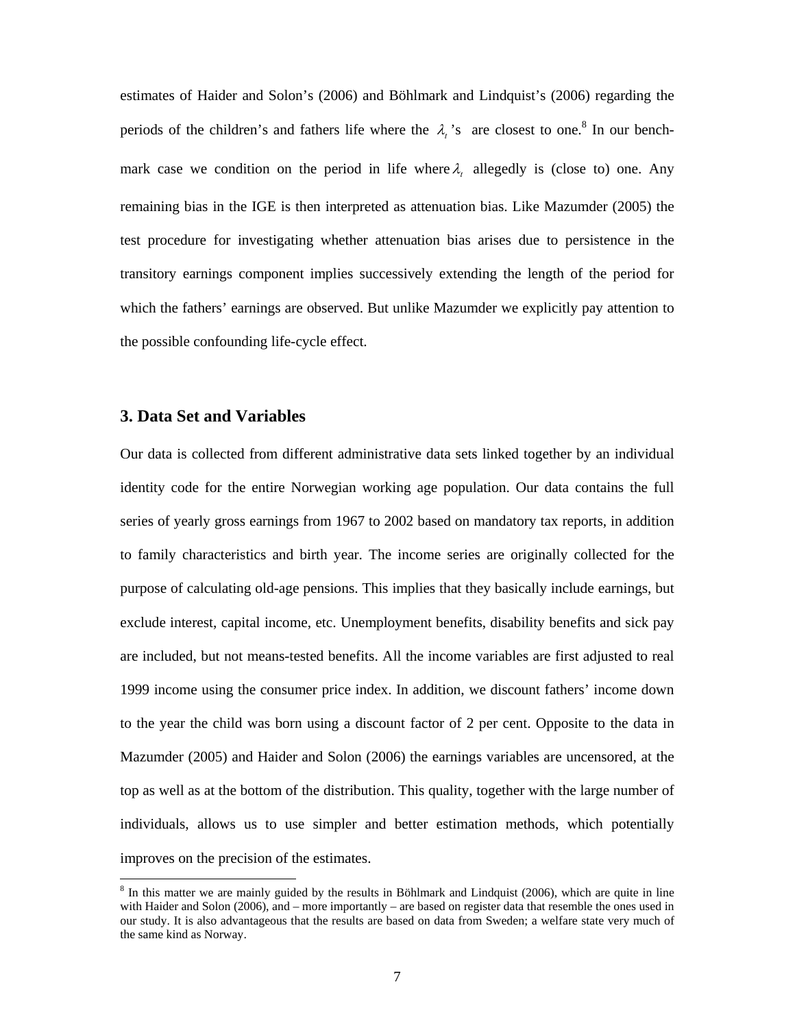estimates of Haider and Solon's (2006) and Böhlmark and Lindquist's (2006) regarding the periods of the children's and fathers life where the $\lambda_t$'s are closest to one.[8] In our benchmark case we condition on the period in life where $\lambda_t$ allegedly is (close to) one. Any remaining bias in the IGE is then interpreted as attenuation bias. Like Mazumder (2005) the test procedure for investigating whether attenuation bias arises due to persistence in the transitory earnings component implies successively extending the length of the period for which the fathers' earnings are observed. But unlike Mazumder we explicitly pay attention to the possible confounding life-cycle effect.

## 3. Data Set and Variables

Our data is collected from different administrative data sets linked together by an individual identity code for the entire Norwegian working age population. Our data contains the full series of yearly gross earnings from 1967 to 2002 based on mandatory tax reports, in addition to family characteristics and birth year. The income series are originally collected for the purpose of calculating old-age pensions. This implies that they basically include earnings, but exclude interest, capital income, etc. Unemployment benefits, disability benefits and sick pay are included, but not means-tested benefits. All the income variables are first adjusted to real 1999 income using the consumer price index. In addition, we discount fathers' income down to the year the child was born using a discount factor of 2 per cent. Opposite to the data in Mazumder (2005) and Haider and Solon (2006) the earnings variables are uncensored, at the top as well as at the bottom of the distribution. This quality, together with the large number of individuals, allows us to use simpler and better estimation methods, which potentially improves on the precision of the estimates.

[8] In this matter we are mainly guided by the results in Böhlmark and Lindquist (2006), which are quite in line with Haider and Solon (2006), and – more importantly – are based on register data that resemble the ones used in our study. It is also advantageous that the results are based on data from Sweden; a welfare state very much of the same kind as Norway.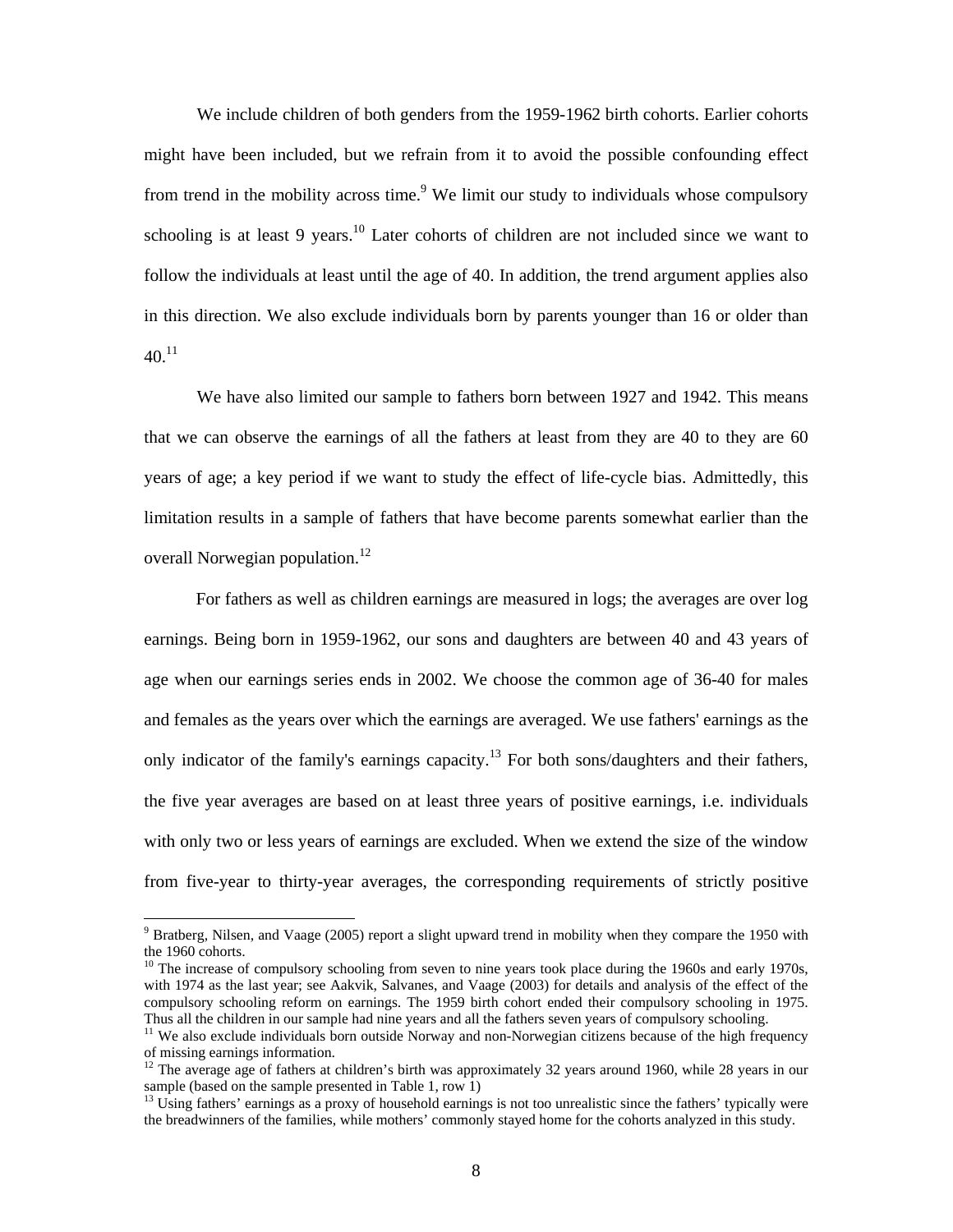We include children of both genders from the 1959-1962 birth cohorts. Earlier cohorts might have been included, but we refrain from it to avoid the possible confounding effect from trend in the mobility across time.[9] We limit our study to individuals whose compulsory schooling is at least 9 years.[10] Later cohorts of children are not included since we want to follow the individuals at least until the age of 40. In addition, the trend argument applies also in this direction. We also exclude individuals born by parents younger than 16 or older than 40.[11]

We have also limited our sample to fathers born between 1927 and 1942. This means that we can observe the earnings of all the fathers at least from they are 40 to they are 60 years of age; a key period if we want to study the effect of life-cycle bias. Admittedly, this limitation results in a sample of fathers that have become parents somewhat earlier than the overall Norwegian population.[12]

For fathers as well as children earnings are measured in logs; the averages are over log earnings. Being born in 1959-1962, our sons and daughters are between 40 and 43 years of age when our earnings series ends in 2002. We choose the common age of 36-40 for males and females as the years over which the earnings are averaged. We use fathers' earnings as the only indicator of the family's earnings capacity.[13] For both sons/daughters and their fathers, the five year averages are based on at least three years of positive earnings, i.e. individuals with only two or less years of earnings are excluded. When we extend the size of the window from five-year to thirty-year averages, the corresponding requirements of strictly positive

---

[9] Bratberg, Nilsen, and Vaage (2005) report a slight upward trend in mobility when they compare the 1950 with the 1960 cohorts.

[10] The increase of compulsory schooling from seven to nine years took place during the 1960s and early 1970s, with 1974 as the last year; see Aakvik, Salvanes, and Vaage (2003) for details and analysis of the effect of the compulsory schooling reform on earnings. The 1959 birth cohort ended their compulsory schooling in 1975. Thus all the children in our sample had nine years and all the fathers seven years of compulsory schooling.

[11] We also exclude individuals born outside Norway and non-Norwegian citizens because of the high frequency of missing earnings information.

[12] The average age of fathers at children's birth was approximately 32 years around 1960, while 28 years in our sample (based on the sample presented in Table 1, row 1)

[13] Using fathers' earnings as a proxy of household earnings is not too unrealistic since the fathers' typically were the breadwinners of the families, while mothers' commonly stayed home for the cohorts analyzed in this study.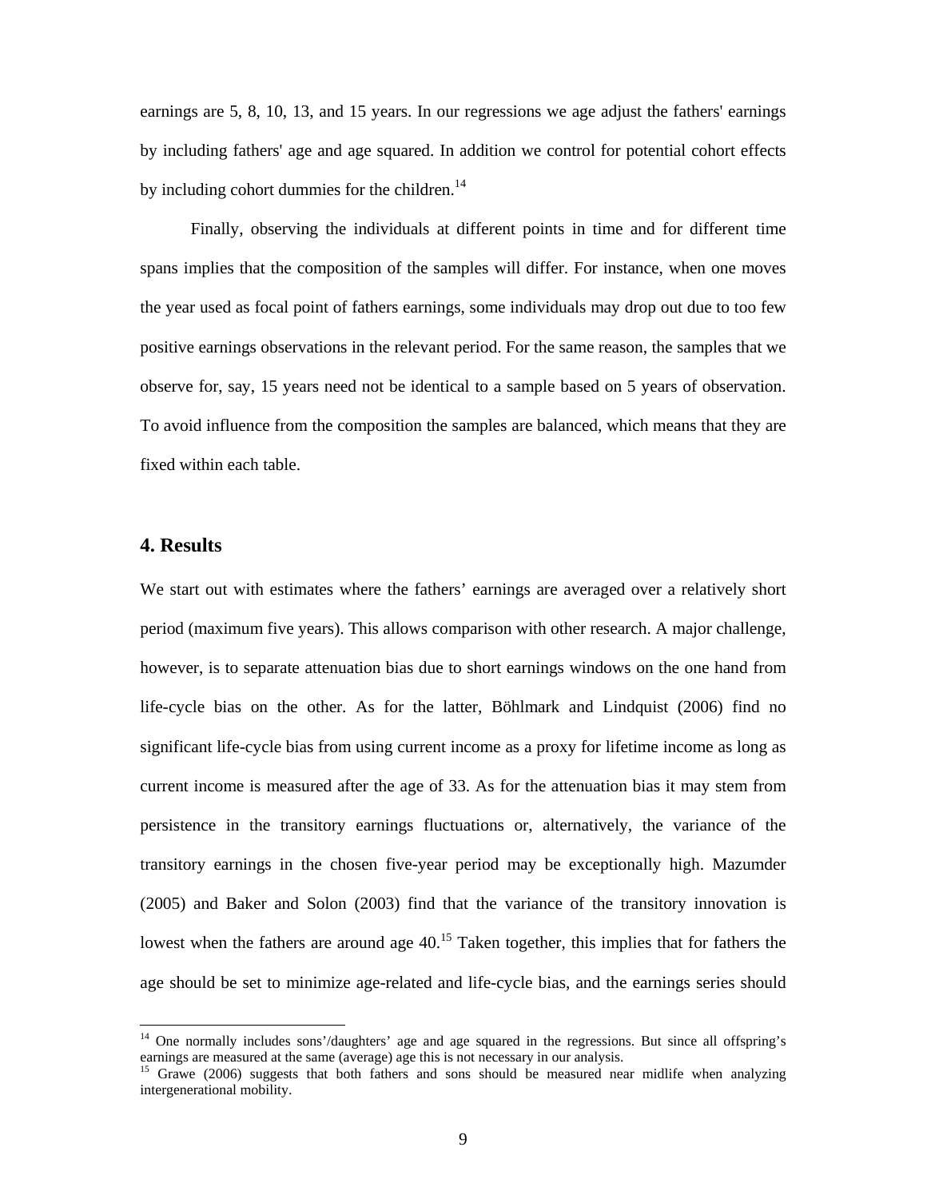earnings are 5, 8, 10, 13, and 15 years. In our regressions we age adjust the fathers' earnings by including fathers' age and age squared. In addition we control for potential cohort effects by including cohort dummies for the children.[14]

Finally, observing the individuals at different points in time and for different time spans implies that the composition of the samples will differ. For instance, when one moves the year used as focal point of fathers earnings, some individuals may drop out due to too few positive earnings observations in the relevant period. For the same reason, the samples that we observe for, say, 15 years need not be identical to a sample based on 5 years of observation. To avoid influence from the composition the samples are balanced, which means that they are fixed within each table.

## 4. Results

We start out with estimates where the fathers' earnings are averaged over a relatively short period (maximum five years). This allows comparison with other research. A major challenge, however, is to separate attenuation bias due to short earnings windows on the one hand from life-cycle bias on the other. As for the latter, Böhlmark and Lindquist (2006) find no significant life-cycle bias from using current income as a proxy for lifetime income as long as current income is measured after the age of 33. As for the attenuation bias it may stem from persistence in the transitory earnings fluctuations or, alternatively, the variance of the transitory earnings in the chosen five-year period may be exceptionally high. Mazumder (2005) and Baker and Solon (2003) find that the variance of the transitory innovation is lowest when the fathers are around age 40.[15] Taken together, this implies that for fathers the age should be set to minimize age-related and life-cycle bias, and the earnings series should

[14] One normally includes sons'/daughters' age and age squared in the regressions. But since all offspring's earnings are measured at the same (average) age this is not necessary in our analysis.

[15] Grawe (2006) suggests that both fathers and sons should be measured near midlife when analyzing intergenerational mobility.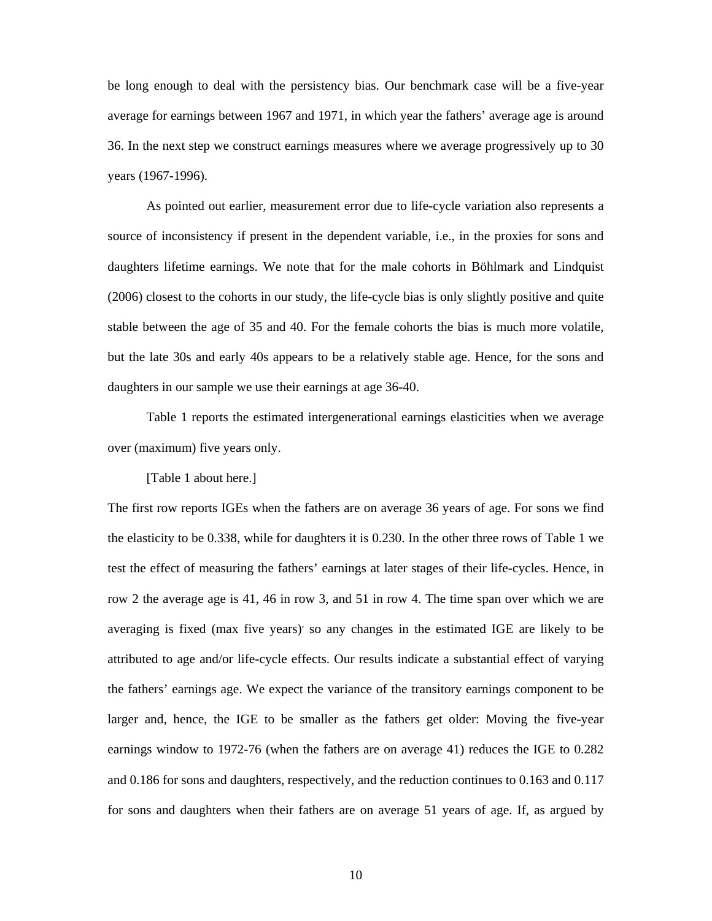be long enough to deal with the persistency bias. Our benchmark case will be a five-year average for earnings between 1967 and 1971, in which year the fathers' average age is around 36. In the next step we construct earnings measures where we average progressively up to 30 years (1967-1996).

As pointed out earlier, measurement error due to life-cycle variation also represents a source of inconsistency if present in the dependent variable, i.e., in the proxies for sons and daughters lifetime earnings. We note that for the male cohorts in Böhlmark and Lindquist (2006) closest to the cohorts in our study, the life-cycle bias is only slightly positive and quite stable between the age of 35 and 40. For the female cohorts the bias is much more volatile, but the late 30s and early 40s appears to be a relatively stable age. Hence, for the sons and daughters in our sample we use their earnings at age 36-40.

Table 1 reports the estimated intergenerational earnings elasticities when we average over (maximum) five years only.

[Table 1 about here.]

The first row reports IGEs when the fathers are on average 36 years of age. For sons we find the elasticity to be 0.338, while for daughters it is 0.230. In the other three rows of Table 1 we test the effect of measuring the fathers' earnings at later stages of their life-cycles. Hence, in row 2 the average age is 41, 46 in row 3, and 51 in row 4. The time span over which we are averaging is fixed (max five years)' so any changes in the estimated IGE are likely to be attributed to age and/or life-cycle effects. Our results indicate a substantial effect of varying the fathers' earnings age. We expect the variance of the transitory earnings component to be larger and, hence, the IGE to be smaller as the fathers get older: Moving the five-year earnings window to 1972-76 (when the fathers are on average 41) reduces the IGE to 0.282 and 0.186 for sons and daughters, respectively, and the reduction continues to 0.163 and 0.117 for sons and daughters when their fathers are on average 51 years of age. If, as argued by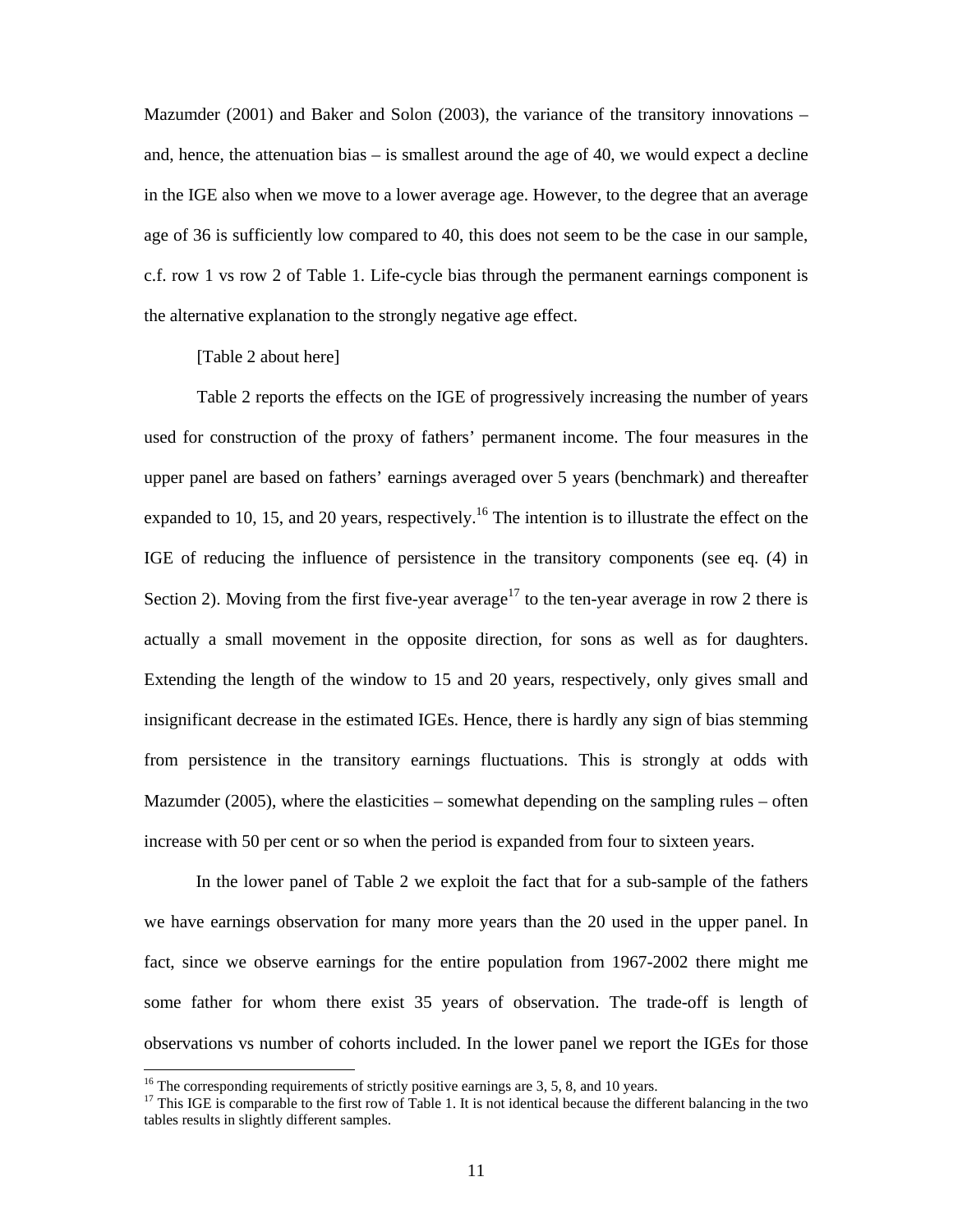Mazumder (2001) and Baker and Solon (2003), the variance of the transitory innovations – and, hence, the attenuation bias – is smallest around the age of 40, we would expect a decline in the IGE also when we move to a lower average age. However, to the degree that an average age of 36 is sufficiently low compared to 40, this does not seem to be the case in our sample, c.f. row 1 vs row 2 of Table 1. Life-cycle bias through the permanent earnings component is the alternative explanation to the strongly negative age effect.

[Table 2 about here]

Table 2 reports the effects on the IGE of progressively increasing the number of years used for construction of the proxy of fathers' permanent income. The four measures in the upper panel are based on fathers' earnings averaged over 5 years (benchmark) and thereafter expanded to 10, 15, and 20 years, respectively.[16] The intention is to illustrate the effect on the IGE of reducing the influence of persistence in the transitory components (see eq. (4) in Section 2). Moving from the first five-year average[17] to the ten-year average in row 2 there is actually a small movement in the opposite direction, for sons as well as for daughters. Extending the length of the window to 15 and 20 years, respectively, only gives small and insignificant decrease in the estimated IGEs. Hence, there is hardly any sign of bias stemming from persistence in the transitory earnings fluctuations. This is strongly at odds with Mazumder (2005), where the elasticities – somewhat depending on the sampling rules – often increase with 50 per cent or so when the period is expanded from four to sixteen years.

In the lower panel of Table 2 we exploit the fact that for a sub-sample of the fathers we have earnings observation for many more years than the 20 used in the upper panel. In fact, since we observe earnings for the entire population from 1967-2002 there might me some father for whom there exist 35 years of observation. The trade-off is length of observations vs number of cohorts included. In the lower panel we report the IGEs for those

[16] The corresponding requirements of strictly positive earnings are 3, 5, 8, and 10 years.

[17] This IGE is comparable to the first row of Table 1. It is not identical because the different balancing in the two tables results in slightly different samples.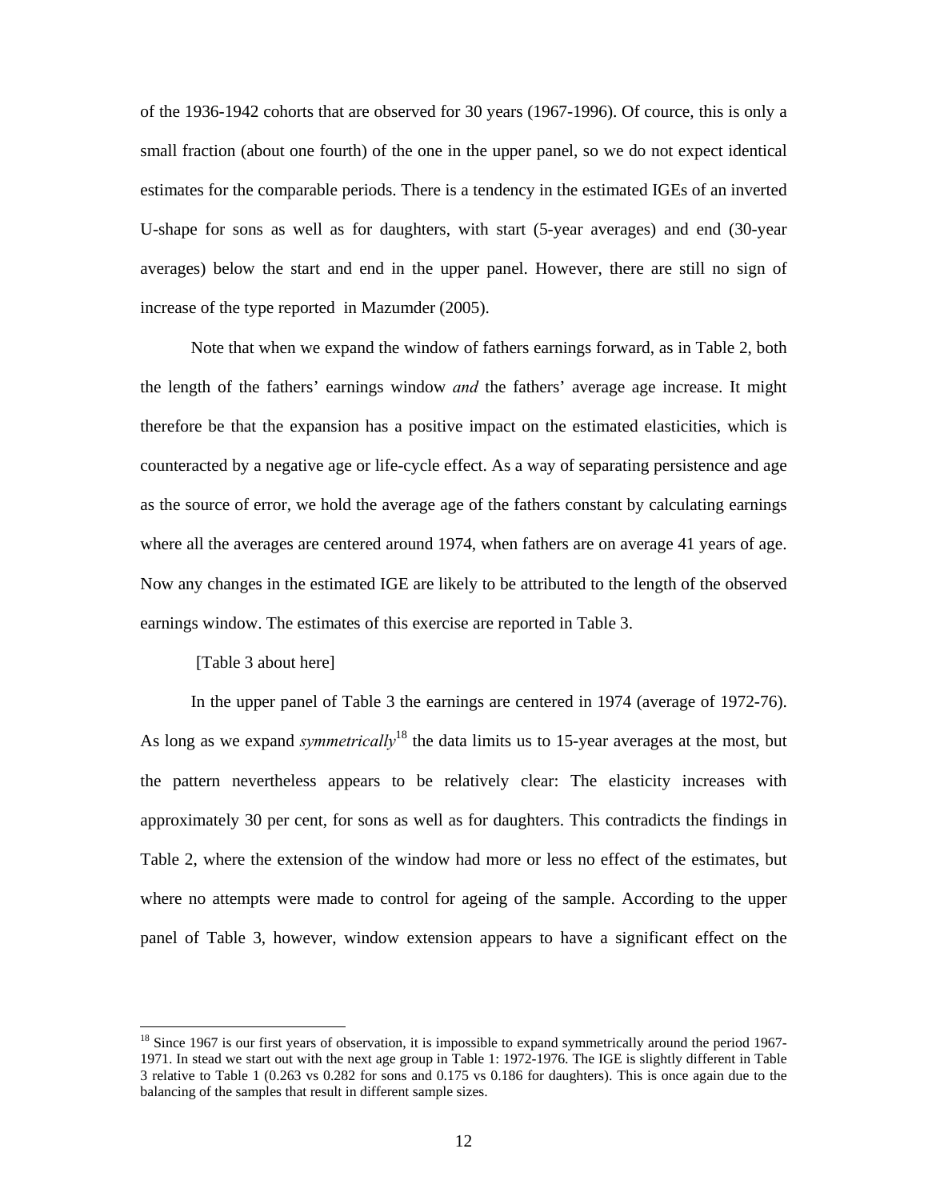of the 1936-1942 cohorts that are observed for 30 years (1967-1996). Of cource, this is only a small fraction (about one fourth) of the one in the upper panel, so we do not expect identical estimates for the comparable periods. There is a tendency in the estimated IGEs of an inverted U-shape for sons as well as for daughters, with start (5-year averages) and end (30-year averages) below the start and end in the upper panel. However, there are still no sign of increase of the type reported in Mazumder (2005).

Note that when we expand the window of fathers earnings forward, as in Table 2, both the length of the fathers' earnings window *and* the fathers' average age increase. It might therefore be that the expansion has a positive impact on the estimated elasticities, which is counteracted by a negative age or life-cycle effect. As a way of separating persistence and age as the source of error, we hold the average age of the fathers constant by calculating earnings where all the averages are centered around 1974, when fathers are on average 41 years of age. Now any changes in the estimated IGE are likely to be attributed to the length of the observed earnings window. The estimates of this exercise are reported in Table 3.

[Table 3 about here]

In the upper panel of Table 3 the earnings are centered in 1974 (average of 1972-76). As long as we expand *symmetrically*[18] the data limits us to 15-year averages at the most, but the pattern nevertheless appears to be relatively clear: The elasticity increases with approximately 30 per cent, for sons as well as for daughters. This contradicts the findings in Table 2, where the extension of the window had more or less no effect of the estimates, but where no attempts were made to control for ageing of the sample. According to the upper panel of Table 3, however, window extension appears to have a significant effect on the

[18] Since 1967 is our first years of observation, it is impossible to expand symmetrically around the period 1967-1971. In stead we start out with the next age group in Table 1: 1972-1976. The IGE is slightly different in Table 3 relative to Table 1 (0.263 vs 0.282 for sons and 0.175 vs 0.186 for daughters). This is once again due to the balancing of the samples that result in different sample sizes.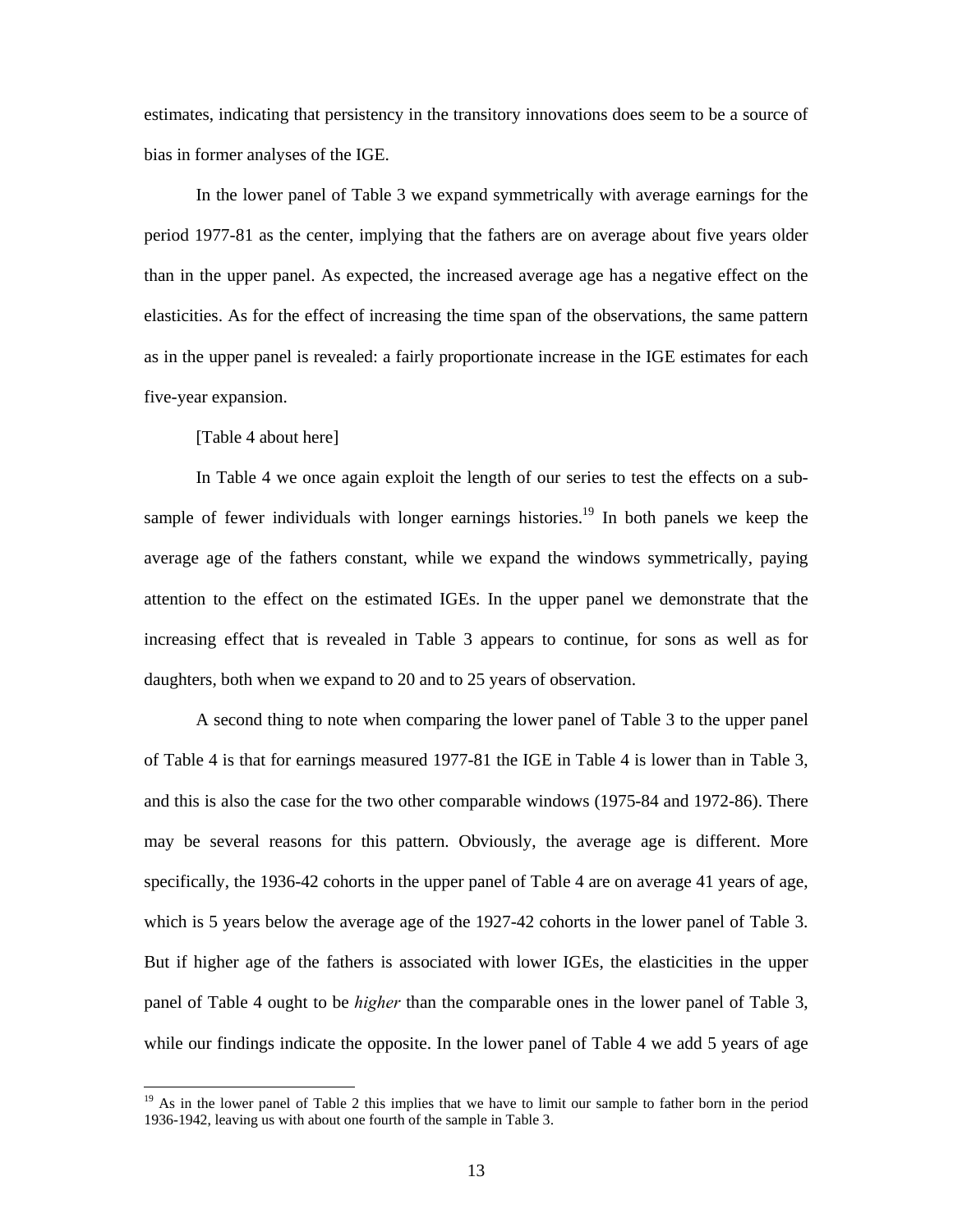estimates, indicating that persistency in the transitory innovations does seem to be a source of bias in former analyses of the IGE.

In the lower panel of Table 3 we expand symmetrically with average earnings for the period 1977-81 as the center, implying that the fathers are on average about five years older than in the upper panel. As expected, the increased average age has a negative effect on the elasticities. As for the effect of increasing the time span of the observations, the same pattern as in the upper panel is revealed: a fairly proportionate increase in the IGE estimates for each five-year expansion.

[Table 4 about here]

In Table 4 we once again exploit the length of our series to test the effects on a sub-sample of fewer individuals with longer earnings histories.[19] In both panels we keep the average age of the fathers constant, while we expand the windows symmetrically, paying attention to the effect on the estimated IGEs. In the upper panel we demonstrate that the increasing effect that is revealed in Table 3 appears to continue, for sons as well as for daughters, both when we expand to 20 and to 25 years of observation.

A second thing to note when comparing the lower panel of Table 3 to the upper panel of Table 4 is that for earnings measured 1977-81 the IGE in Table 4 is lower than in Table 3, and this is also the case for the two other comparable windows (1975-84 and 1972-86). There may be several reasons for this pattern. Obviously, the average age is different. More specifically, the 1936-42 cohorts in the upper panel of Table 4 are on average 41 years of age, which is 5 years below the average age of the 1927-42 cohorts in the lower panel of Table 3. But if higher age of the fathers is associated with lower IGEs, the elasticities in the upper panel of Table 4 ought to be *higher* than the comparable ones in the lower panel of Table 3, while our findings indicate the opposite. In the lower panel of Table 4 we add 5 years of age

[19] As in the lower panel of Table 2 this implies that we have to limit our sample to father born in the period 1936-1942, leaving us with about one fourth of the sample in Table 3.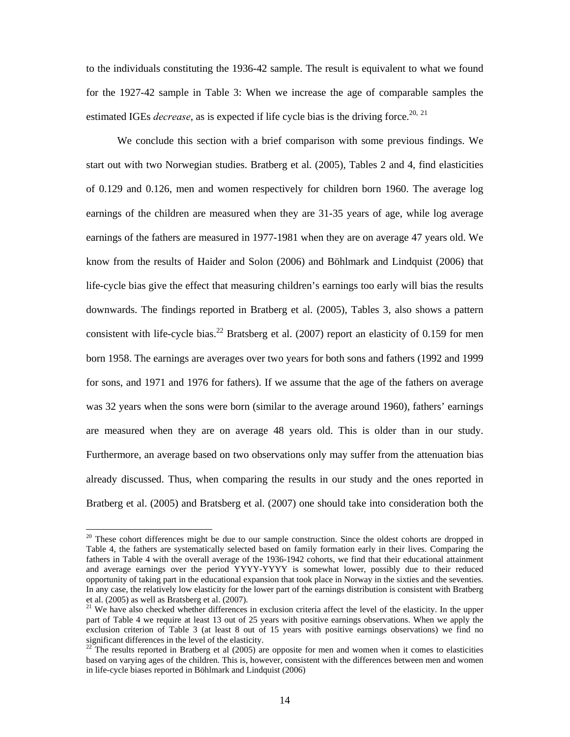to the individuals constituting the 1936-42 sample. The result is equivalent to what we found for the 1927-42 sample in Table 3: When we increase the age of comparable samples the estimated IGEs *decrease*, as is expected if life cycle bias is the driving force.[20, 21]

We conclude this section with a brief comparison with some previous findings. We start out with two Norwegian studies. Bratberg et al. (2005), Tables 2 and 4, find elasticities of 0.129 and 0.126, men and women respectively for children born 1960. The average log earnings of the children are measured when they are 31-35 years of age, while log average earnings of the fathers are measured in 1977-1981 when they are on average 47 years old. We know from the results of Haider and Solon (2006) and Böhlmark and Lindquist (2006) that life-cycle bias give the effect that measuring children's earnings too early will bias the results downwards. The findings reported in Bratberg et al. (2005), Tables 3, also shows a pattern consistent with life-cycle bias.[22] Bratsberg et al. (2007) report an elasticity of 0.159 for men born 1958. The earnings are averages over two years for both sons and fathers (1992 and 1999 for sons, and 1971 and 1976 for fathers). If we assume that the age of the fathers on average was 32 years when the sons were born (similar to the average around 1960), fathers' earnings are measured when they are on average 48 years old. This is older than in our study. Furthermore, an average based on two observations only may suffer from the attenuation bias already discussed. Thus, when comparing the results in our study and the ones reported in Bratberg et al. (2005) and Bratsberg et al. (2007) one should take into consideration both the

---

[20] These cohort differences might be due to our sample construction. Since the oldest cohorts are dropped in Table 4, the fathers are systematically selected based on family formation early in their lives. Comparing the fathers in Table 4 with the overall average of the 1936-1942 cohorts, we find that their educational attainment and average earnings over the period YYYY-YYYY is somewhat lower, possibly due to their reduced opportunity of taking part in the educational expansion that took place in Norway in the sixties and the seventies. In any case, the relatively low elasticity for the lower part of the earnings distribution is consistent with Bratberg et al. (2005) as well as Bratsberg et al. (2007).

[21] We have also checked whether differences in exclusion criteria affect the level of the elasticity. In the upper part of Table 4 we require at least 13 out of 25 years with positive earnings observations. When we apply the exclusion criterion of Table 3 (at least 8 out of 15 years with positive earnings observations) we find no significant differences in the level of the elasticity.

[22] The results reported in Bratberg et al (2005) are opposite for men and women when it comes to elasticities based on varying ages of the children. This is, however, consistent with the differences between men and women in life-cycle biases reported in Böhlmark and Lindquist (2006)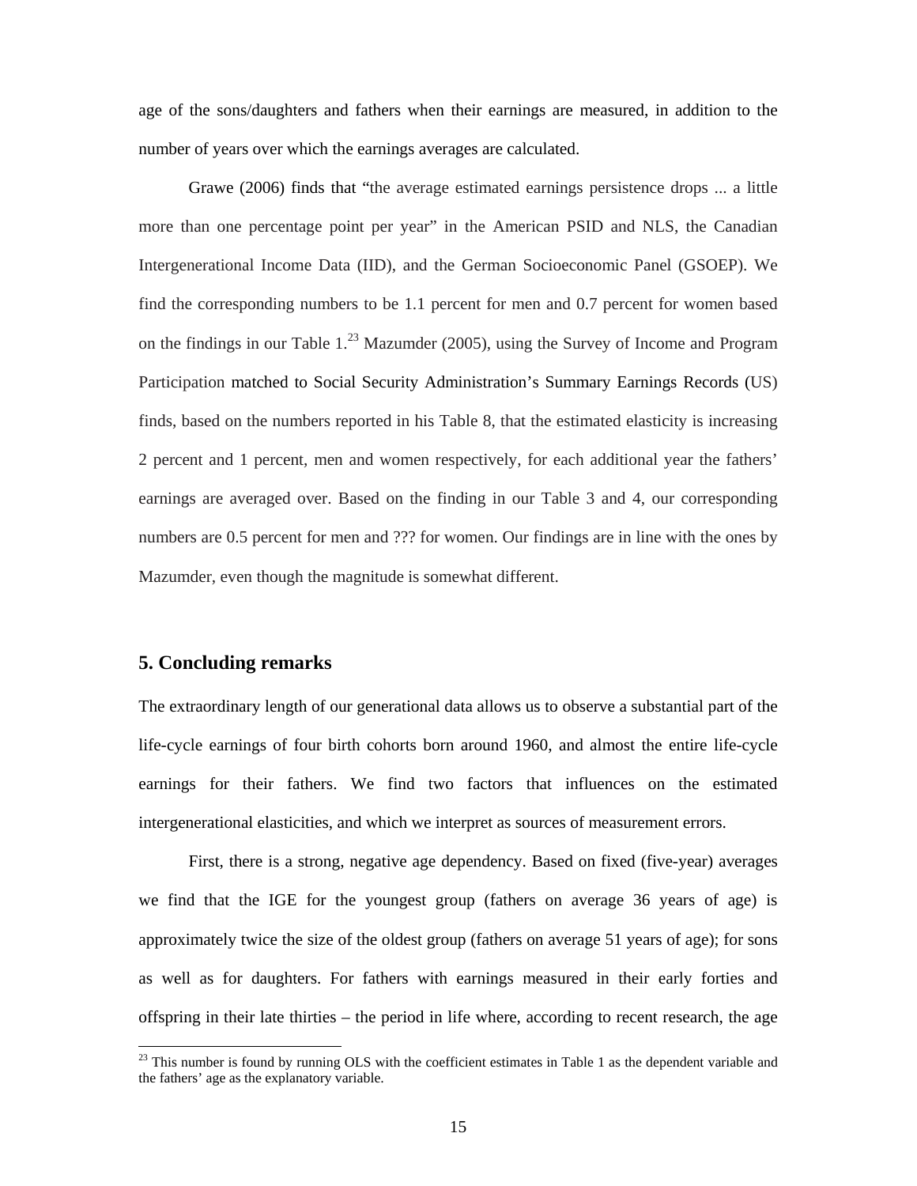age of the sons/daughters and fathers when their earnings are measured, in addition to the number of years over which the earnings averages are calculated.

Grawe (2006) finds that "the average estimated earnings persistence drops ... a little more than one percentage point per year" in the American PSID and NLS, the Canadian Intergenerational Income Data (IID), and the German Socioeconomic Panel (GSOEP). We find the corresponding numbers to be 1.1 percent for men and 0.7 percent for women based on the findings in our Table 1.[23] Mazumder (2005), using the Survey of Income and Program Participation matched to Social Security Administration's Summary Earnings Records (US) finds, based on the numbers reported in his Table 8, that the estimated elasticity is increasing 2 percent and 1 percent, men and women respectively, for each additional year the fathers' earnings are averaged over. Based on the finding in our Table 3 and 4, our corresponding numbers are 0.5 percent for men and ??? for women. Our findings are in line with the ones by Mazumder, even though the magnitude is somewhat different.

## 5. Concluding remarks

The extraordinary length of our generational data allows us to observe a substantial part of the life-cycle earnings of four birth cohorts born around 1960, and almost the entire life-cycle earnings for their fathers. We find two factors that influences on the estimated intergenerational elasticities, and which we interpret as sources of measurement errors.

First, there is a strong, negative age dependency. Based on fixed (five-year) averages we find that the IGE for the youngest group (fathers on average 36 years of age) is approximately twice the size of the oldest group (fathers on average 51 years of age); for sons as well as for daughters. For fathers with earnings measured in their early forties and offspring in their late thirties – the period in life where, according to recent research, the age

[23] This number is found by running OLS with the coefficient estimates in Table 1 as the dependent variable and the fathers' age as the explanatory variable.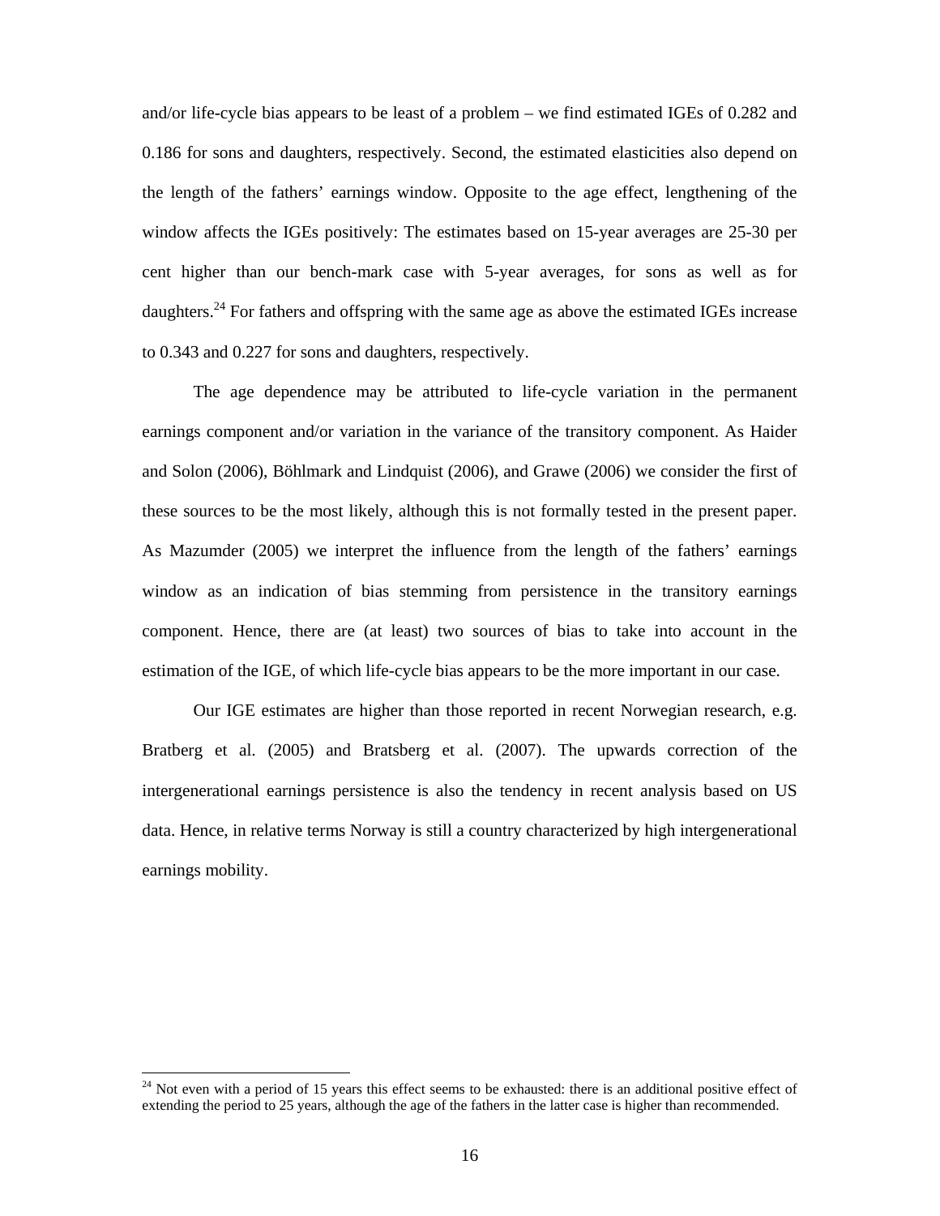and/or life-cycle bias appears to be least of a problem – we find estimated IGEs of 0.282 and 0.186 for sons and daughters, respectively. Second, the estimated elasticities also depend on the length of the fathers' earnings window. Opposite to the age effect, lengthening of the window affects the IGEs positively: The estimates based on 15-year averages are 25-30 per cent higher than our bench-mark case with 5-year averages, for sons as well as for daughters.[24] For fathers and offspring with the same age as above the estimated IGEs increase to 0.343 and 0.227 for sons and daughters, respectively.

The age dependence may be attributed to life-cycle variation in the permanent earnings component and/or variation in the variance of the transitory component. As Haider and Solon (2006), Böhlmark and Lindquist (2006), and Grawe (2006) we consider the first of these sources to be the most likely, although this is not formally tested in the present paper. As Mazumder (2005) we interpret the influence from the length of the fathers' earnings window as an indication of bias stemming from persistence in the transitory earnings component. Hence, there are (at least) two sources of bias to take into account in the estimation of the IGE, of which life-cycle bias appears to be the more important in our case.

Our IGE estimates are higher than those reported in recent Norwegian research, e.g. Bratberg et al. (2005) and Bratsberg et al. (2007). The upwards correction of the intergenerational earnings persistence is also the tendency in recent analysis based on US data. Hence, in relative terms Norway is still a country characterized by high intergenerational earnings mobility.

[24] Not even with a period of 15 years this effect seems to be exhausted: there is an additional positive effect of extending the period to 25 years, although the age of the fathers in the latter case is higher than recommended.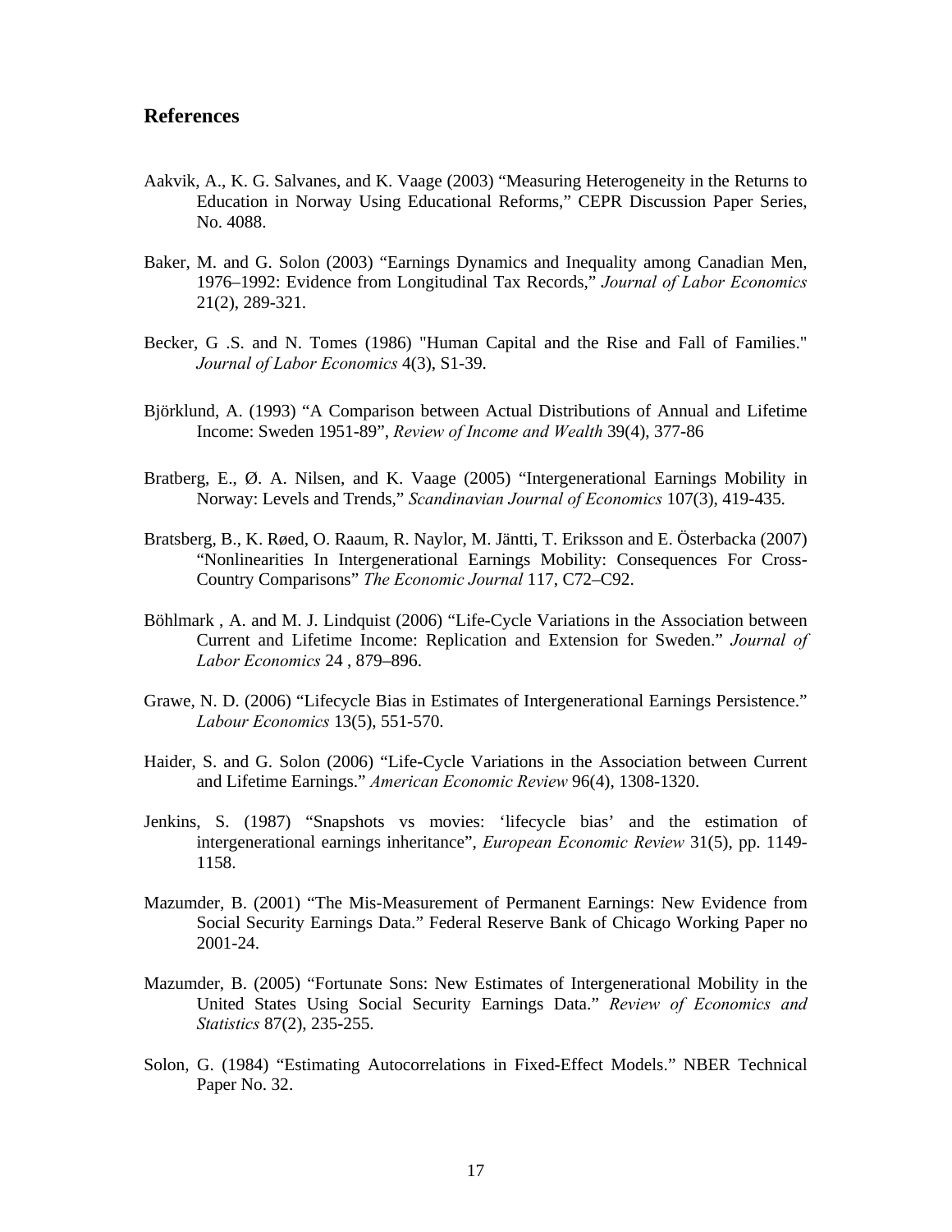## References

Aakvik, A., K. G. Salvanes, and K. Vaage (2003) "Measuring Heterogeneity in the Returns to Education in Norway Using Educational Reforms," CEPR Discussion Paper Series, No. 4088.

Baker, M. and G. Solon (2003) "Earnings Dynamics and Inequality among Canadian Men, 1976–1992: Evidence from Longitudinal Tax Records," *Journal of Labor Economics* 21(2), 289-321.

Becker, G .S. and N. Tomes (1986) "Human Capital and the Rise and Fall of Families." *Journal of Labor Economics* 4(3), S1-39.

Björklund, A. (1993) "A Comparison between Actual Distributions of Annual and Lifetime Income: Sweden 1951-89", *Review of Income and Wealth* 39(4), 377-86

Bratberg, E., Ø. A. Nilsen, and K. Vaage (2005) "Intergenerational Earnings Mobility in Norway: Levels and Trends," *Scandinavian Journal of Economics* 107(3), 419-435.

Bratsberg, B., K. Røed, O. Raaum, R. Naylor, M. Jäntti, T. Eriksson and E. Österbacka (2007) "Nonlinearities In Intergenerational Earnings Mobility: Consequences For Cross-Country Comparisons" *The Economic Journal* 117, C72–C92.

Böhlmark , A. and M. J. Lindquist (2006) "Life-Cycle Variations in the Association between Current and Lifetime Income: Replication and Extension for Sweden." *Journal of Labor Economics* 24 , 879–896.

Grawe, N. D. (2006) "Lifecycle Bias in Estimates of Intergenerational Earnings Persistence." *Labour Economics* 13(5), 551-570.

Haider, S. and G. Solon (2006) "Life-Cycle Variations in the Association between Current and Lifetime Earnings." *American Economic Review* 96(4), 1308-1320.

Jenkins, S. (1987) "Snapshots vs movies: 'lifecycle bias' and the estimation of intergenerational earnings inheritance", *European Economic Review* 31(5), pp. 1149-1158.

Mazumder, B. (2001) "The Mis-Measurement of Permanent Earnings: New Evidence from Social Security Earnings Data." Federal Reserve Bank of Chicago Working Paper no 2001-24.

Mazumder, B. (2005) "Fortunate Sons: New Estimates of Intergenerational Mobility in the United States Using Social Security Earnings Data." *Review of Economics and Statistics* 87(2), 235-255.

Solon, G. (1984) "Estimating Autocorrelations in Fixed-Effect Models." NBER Technical Paper No. 32.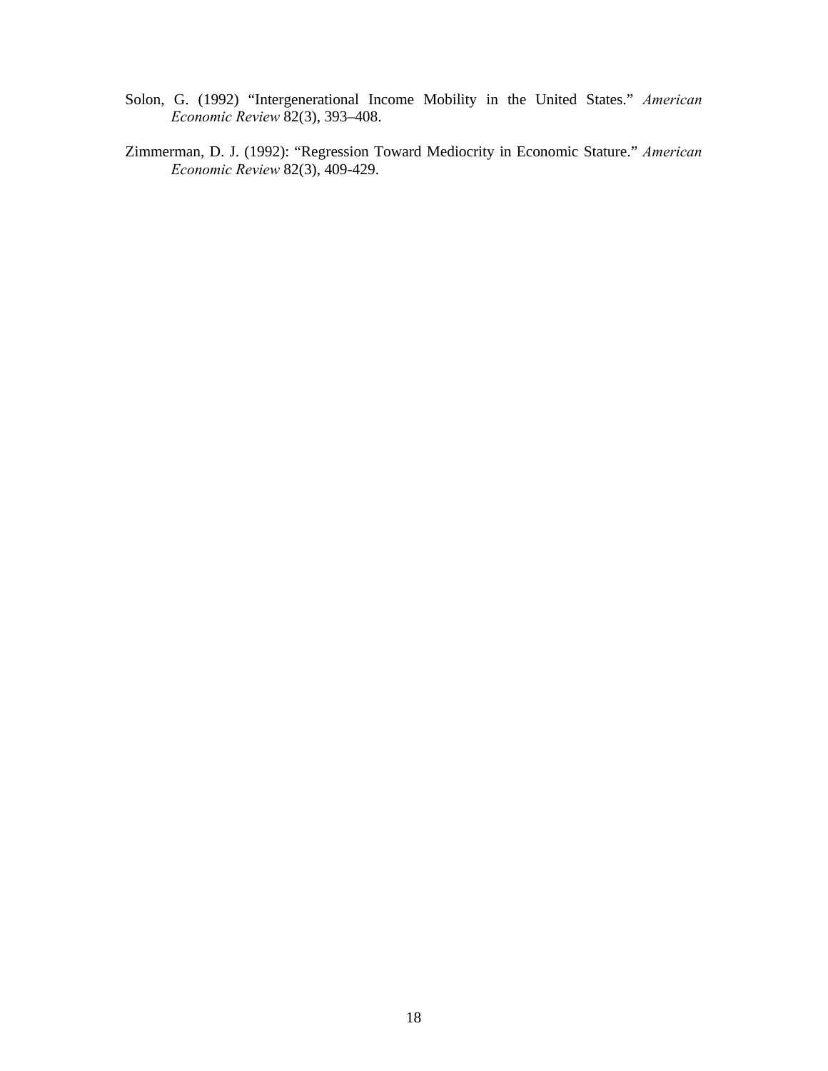Solon, G. (1992) "Intergenerational Income Mobility in the United States." *American Economic Review* 82(3), 393–408.

Zimmerman, D. J. (1992): "Regression Toward Mediocrity in Economic Stature." *American Economic Review* 82(3), 409-429.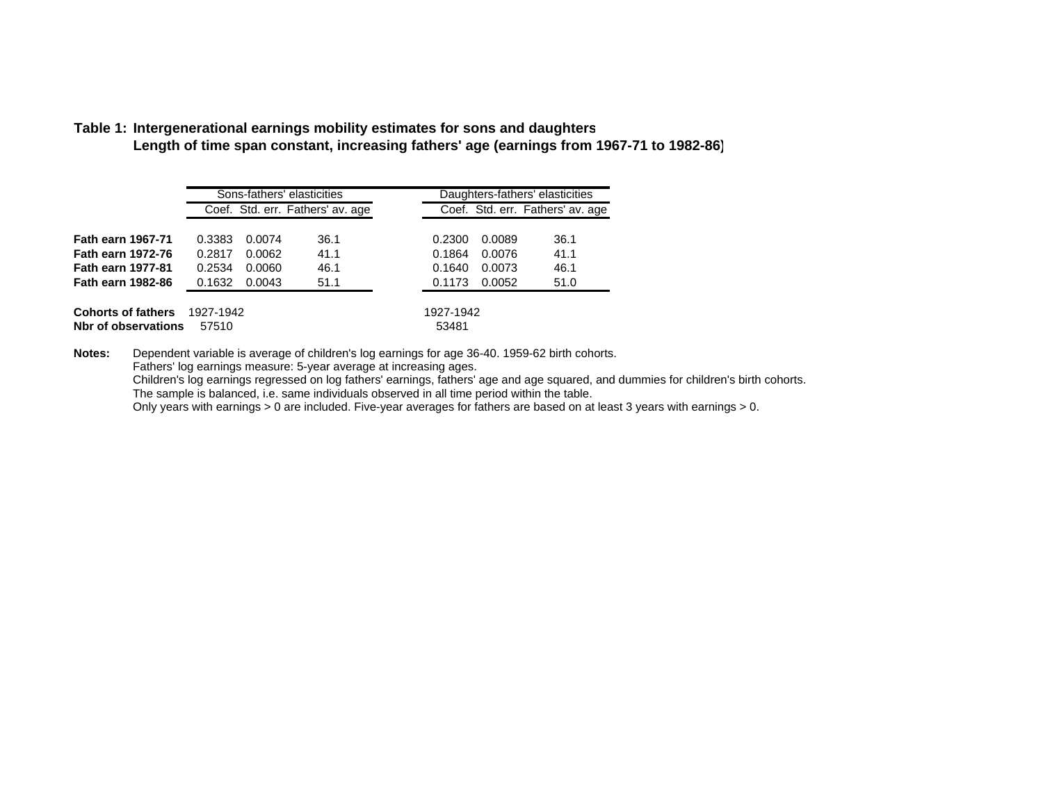**Table 1: Intergenerational earnings mobility estimates for sons and daughters**
**Length of time span constant, increasing fathers' age (earnings from 1967-71 to 1982-86)**

| | Sons-fathers' elasticities | | | Daughters-fathers' elasticities | | |
|---|---|---|---|---|---|---|
| | Coef. | Std. err. | Fathers' av. age | Coef. | Std. err. | Fathers' av. age |
| **Fath earn 1967-71** | 0.3383 | 0.0074 | 36.1 | 0.2300 | 0.0089 | 36.1 |
| **Fath earn 1972-76** | 0.2817 | 0.0062 | 41.1 | 0.1864 | 0.0076 | 41.1 |
| **Fath earn 1977-81** | 0.2534 | 0.0060 | 46.1 | 0.1640 | 0.0073 | 46.1 |
| **Fath earn 1982-86** | 0.1632 | 0.0043 | 51.1 | 0.1173 | 0.0052 | 51.0 |
| **Cohorts of fathers** | 1927-1942 | | | 1927-1942 | | |
| **Nbr of observations** | 57510 | | | 53481 | | |

**Notes:** Dependent variable is average of children's log earnings for age 36-40. 1959-62 birth cohorts.
Fathers' log earnings measure: 5-year average at increasing ages.
Children's log earnings regressed on log fathers' earnings, fathers' age and age squared, and dummies for children's birth cohorts.
The sample is balanced, i.e. same individuals observed in all time period within the table.
Only years with earnings > 0 are included. Five-year averages for fathers are based on at least 3 years with earnings > 0.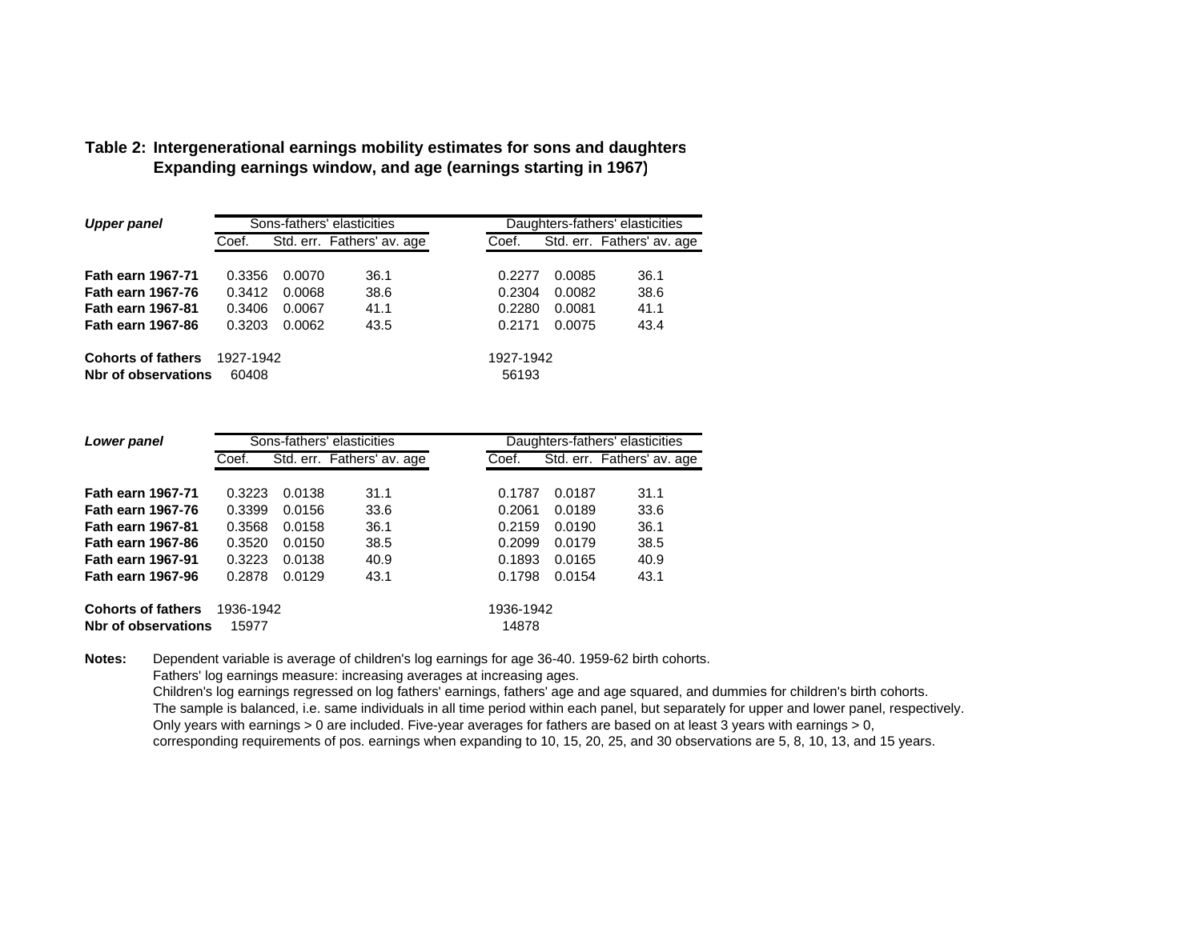**Table 2: Intergenerational earnings mobility estimates for sons and daughters**
**Expanding earnings window, and age (earnings starting in 1967)**

| *Upper panel* | Sons-fathers' elasticities | | | Daughters-fathers' elasticities | | |
|---|---|---|---|---|---|---|
| | Coef. | Std. err. | Fathers' av. age | Coef. | Std. err. | Fathers' av. age |
| **Fath earn 1967-71** | 0.3356 | 0.0070 | 36.1 | 0.2277 | 0.0085 | 36.1 |
| **Fath earn 1967-76** | 0.3412 | 0.0068 | 38.6 | 0.2304 | 0.0082 | 38.6 |
| **Fath earn 1967-81** | 0.3406 | 0.0067 | 41.1 | 0.2280 | 0.0081 | 41.1 |
| **Fath earn 1967-86** | 0.3203 | 0.0062 | 43.5 | 0.2171 | 0.0075 | 43.4 |
| **Cohorts of fathers** | 1927-1942 | | | 1927-1942 | | |
| **Nbr of observations** | 60408 | | | 56193 | | |

| *Lower panel* | Sons-fathers' elasticities | | | Daughters-fathers' elasticities | | |
|---|---|---|---|---|---|---|
| | Coef. | Std. err. | Fathers' av. age | Coef. | Std. err. | Fathers' av. age |
| **Fath earn 1967-71** | 0.3223 | 0.0138 | 31.1 | 0.1787 | 0.0187 | 31.1 |
| **Fath earn 1967-76** | 0.3399 | 0.0156 | 33.6 | 0.2061 | 0.0189 | 33.6 |
| **Fath earn 1967-81** | 0.3568 | 0.0158 | 36.1 | 0.2159 | 0.0190 | 36.1 |
| **Fath earn 1967-86** | 0.3520 | 0.0150 | 38.5 | 0.2099 | 0.0179 | 38.5 |
| **Fath earn 1967-91** | 0.3223 | 0.0138 | 40.9 | 0.1893 | 0.0165 | 40.9 |
| **Fath earn 1967-96** | 0.2878 | 0.0129 | 43.1 | 0.1798 | 0.0154 | 43.1 |
| **Cohorts of fathers** | 1936-1942 | | | 1936-1942 | | |
| **Nbr of observations** | 15977 | | | 14878 | | |

**Notes:** Dependent variable is average of children's log earnings for age 36-40. 1959-62 birth cohorts.
Fathers' log earnings measure: increasing averages at increasing ages.
Children's log earnings regressed on log fathers' earnings, fathers' age and age squared, and dummies for children's birth cohorts.
The sample is balanced, i.e. same individuals in all time period within each panel, but separately for upper and lower panel, respectively.
Only years with earnings > 0 are included. Five-year averages for fathers are based on at least 3 years with earnings > 0,
corresponding requirements of pos. earnings when expanding to 10, 15, 20, 25, and 30 observations are 5, 8, 10, 13, and 15 years.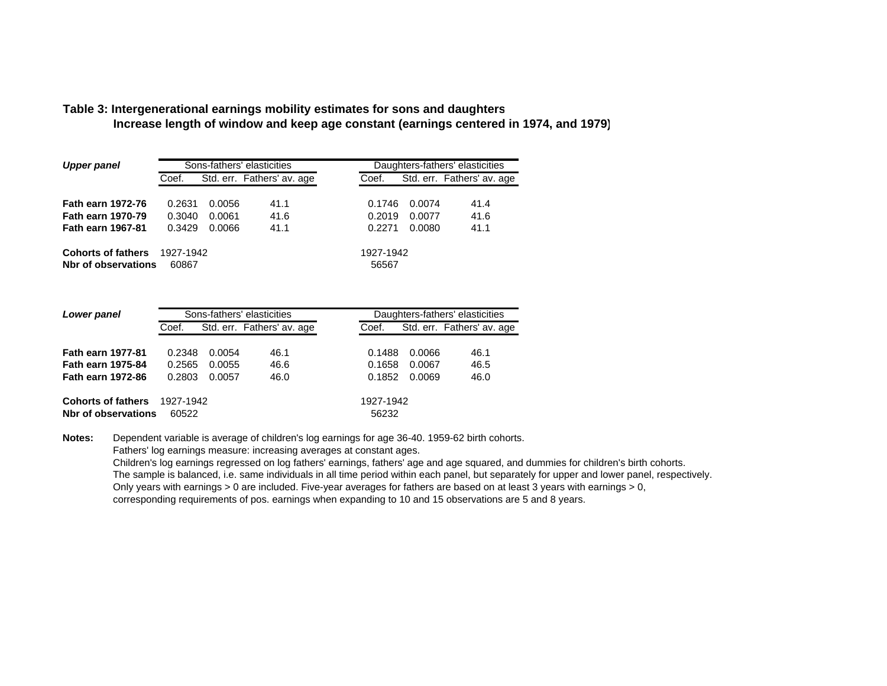**Table 3: Intergenerational earnings mobility estimates for sons and daughters**
**Increase length of window and keep age constant (earnings centered in 1974, and 1979)**

| *Upper panel* | Sons-fathers' elasticities | | | Daughters-fathers' elasticities | | |
|---|---|---|---|---|---|---|
| | Coef. | Std. err. | Fathers' av. age | Coef. | Std. err. | Fathers' av. age |
| **Fath earn 1972-76** | 0.2631 | 0.0056 | 41.1 | 0.1746 | 0.0074 | 41.4 |
| **Fath earn 1970-79** | 0.3040 | 0.0061 | 41.6 | 0.2019 | 0.0077 | 41.6 |
| **Fath earn 1967-81** | 0.3429 | 0.0066 | 41.1 | 0.2271 | 0.0080 | 41.1 |
| **Cohorts of fathers** | 1927-1942 | | | 1927-1942 | | |
| **Nbr of observations** | 60867 | | | 56567 | | |

| *Lower panel* | Sons-fathers' elasticities | | | Daughters-fathers' elasticities | | |
|---|---|---|---|---|---|---|
| | Coef. | Std. err. | Fathers' av. age | Coef. | Std. err. | Fathers' av. age |
| **Fath earn 1977-81** | 0.2348 | 0.0054 | 46.1 | 0.1488 | 0.0066 | 46.1 |
| **Fath earn 1975-84** | 0.2565 | 0.0055 | 46.6 | 0.1658 | 0.0067 | 46.5 |
| **Fath earn 1972-86** | 0.2803 | 0.0057 | 46.0 | 0.1852 | 0.0069 | 46.0 |
| **Cohorts of fathers** | 1927-1942 | | | 1927-1942 | | |
| **Nbr of observations** | 60522 | | | 56232 | | |

**Notes:** Dependent variable is average of children's log earnings for age 36-40. 1959-62 birth cohorts.
Fathers' log earnings measure: increasing averages at constant ages.
Children's log earnings regressed on log fathers' earnings, fathers' age and age squared, and dummies for children's birth cohorts.
The sample is balanced, i.e. same individuals in all time period within each panel, but separately for upper and lower panel, respectively.
Only years with earnings > 0 are included. Five-year averages for fathers are based on at least 3 years with earnings > 0,
corresponding requirements of pos. earnings when expanding to 10 and 15 observations are 5 and 8 years.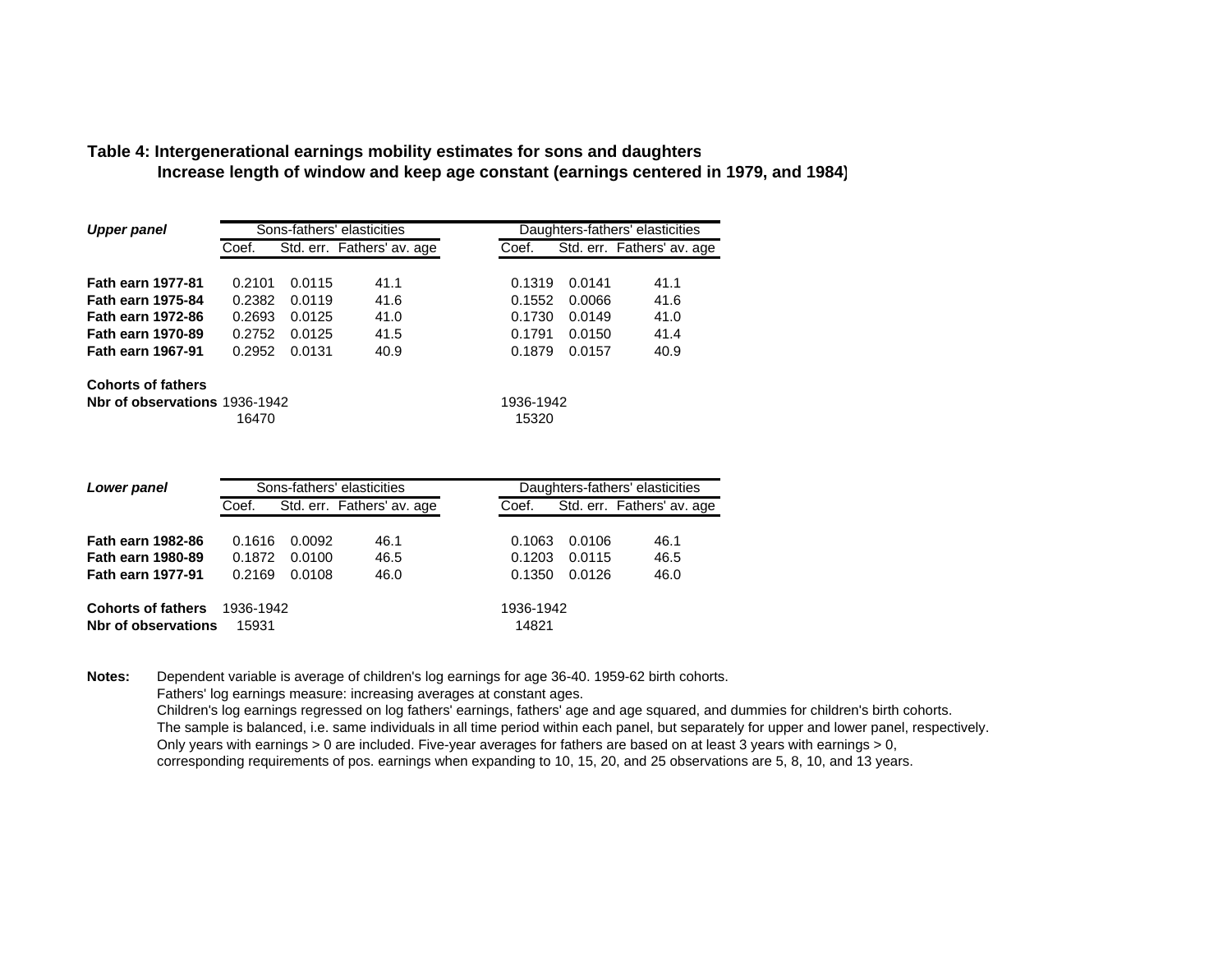**Table 4: Intergenerational earnings mobility estimates for sons and daughters**
**Increase length of window and keep age constant (earnings centered in 1979, and 1984)**

| *Upper panel* | Sons-fathers' elasticities | | | Daughters-fathers' elasticities | | |
|---|---|---|---|---|---|---|
| | Coef. | Std. err. | Fathers' av. age | Coef. | Std. err. | Fathers' av. age |
| **Fath earn 1977-81** | 0.2101 | 0.0115 | 41.1 | 0.1319 | 0.0141 | 41.1 |
| **Fath earn 1975-84** | 0.2382 | 0.0119 | 41.6 | 0.1552 | 0.0066 | 41.6 |
| **Fath earn 1972-86** | 0.2693 | 0.0125 | 41.0 | 0.1730 | 0.0149 | 41.0 |
| **Fath earn 1970-89** | 0.2752 | 0.0125 | 41.5 | 0.1791 | 0.0150 | 41.4 |
| **Fath earn 1967-91** | 0.2952 | 0.0131 | 40.9 | 0.1879 | 0.0157 | 40.9 |
| **Cohorts of fathers** | 1936-1942 | | | 1936-1942 | | |
| **Nbr of observations** | 16470 | | | 15320 | | |

| *Lower panel* | Sons-fathers' elasticities | | | Daughters-fathers' elasticities | | |
|---|---|---|---|---|---|---|
| | Coef. | Std. err. | Fathers' av. age | Coef. | Std. err. | Fathers' av. age |
| **Fath earn 1982-86** | 0.1616 | 0.0092 | 46.1 | 0.1063 | 0.0106 | 46.1 |
| **Fath earn 1980-89** | 0.1872 | 0.0100 | 46.5 | 0.1203 | 0.0115 | 46.5 |
| **Fath earn 1977-91** | 0.2169 | 0.0108 | 46.0 | 0.1350 | 0.0126 | 46.0 |
| **Cohorts of fathers** | 1936-1942 | | | 1936-1942 | | |
| **Nbr of observations** | 15931 | | | 14821 | | |

**Notes:** Dependent variable is average of children's log earnings for age 36-40. 1959-62 birth cohorts.
Fathers' log earnings measure: increasing averages at constant ages.
Children's log earnings regressed on log fathers' earnings, fathers' age and age squared, and dummies for children's birth cohorts.
The sample is balanced, i.e. same individuals in all time period within each panel, but separately for upper and lower panel, respectively.
Only years with earnings > 0 are included. Five-year averages for fathers are based on at least 3 years with earnings > 0,
corresponding requirements of pos. earnings when expanding to 10, 15, 20, and 25 observations are 5, 8, 10, and 13 years.